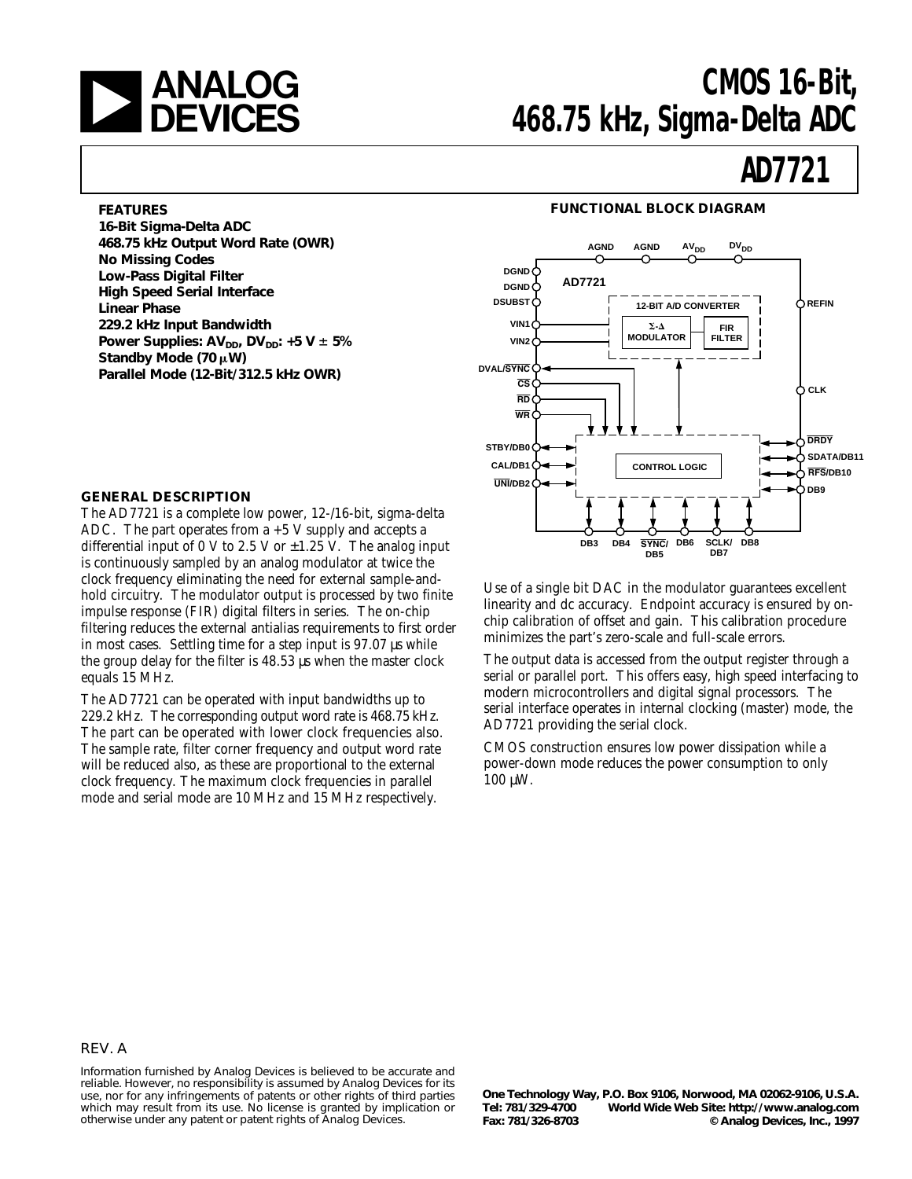# ANALOG DEVICES

# CMOS 16-Bit, 468.75 kHz, Sigma-Delta ADC

# AD7721

## FEATURES

**16-Bit Sigma-Delta ADC**
**468.75 kHz Output Word Rate (OWR)**
**No Missing Codes**
**Low-Pass Digital Filter**
**High Speed Serial Interface**
**Linear Phase**
**229.2 kHz Input Bandwidth**
**Power Supplies: $AV_{DD}$, $DV_{DD}$: +5 V ± 5%**
**Standby Mode (70 μW)**
**Parallel Mode (12-Bit/312.5 kHz OWR)**

## FUNCTIONAL BLOCK DIAGRAM

## GENERAL DESCRIPTION

The AD7721 is a complete low power, 12-/16-bit, sigma-delta ADC. The part operates from a +5 V supply and accepts a differential input of 0 V to 2.5 V or ±1.25 V. The analog input is continuously sampled by an analog modulator at twice the clock frequency eliminating the need for external sample-and-hold circuitry. The modulator output is processed by two finite impulse response (FIR) digital filters in series. The on-chip filtering reduces the external antialias requirements to first order in most cases. Settling time for a step input is 97.07 μs while the group delay for the filter is 48.53 μs when the master clock equals 15 MHz.

The AD7721 can be operated with input bandwidths up to 229.2 kHz. The corresponding output word rate is 468.75 kHz. The part can be operated with lower clock frequencies also. The sample rate, filter corner frequency and output word rate will be reduced also, as these are proportional to the external clock frequency. The maximum clock frequencies in parallel mode and serial mode are 10 MHz and 15 MHz respectively.

Use of a single bit DAC in the modulator guarantees excellent linearity and dc accuracy. Endpoint accuracy is ensured by on-chip calibration of offset and gain. This calibration procedure minimizes the part's zero-scale and full-scale errors.

The output data is accessed from the output register through a serial or parallel port. This offers easy, high speed interfacing to modern microcontrollers and digital signal processors. The serial interface operates in internal clocking (master) mode, the AD7721 providing the serial clock.

CMOS construction ensures low power dissipation while a power-down mode reduces the power consumption to only 100 μW.

REV. A

Information furnished by Analog Devices is believed to be accurate and reliable. However, no responsibility is assumed by Analog Devices for its use, nor for any infringements of patents or other rights of third parties which may result from its use. No license is granted by implication or otherwise under any patent or patent rights of Analog Devices.

One Technology Way, P.O. Box 9106, Norwood, MA 02062-9106, U.S.A.
Tel: 781/329-4700 World Wide Web Site: http://www.analog.com
Fax: 781/326-8703 © Analog Devices, Inc., 1997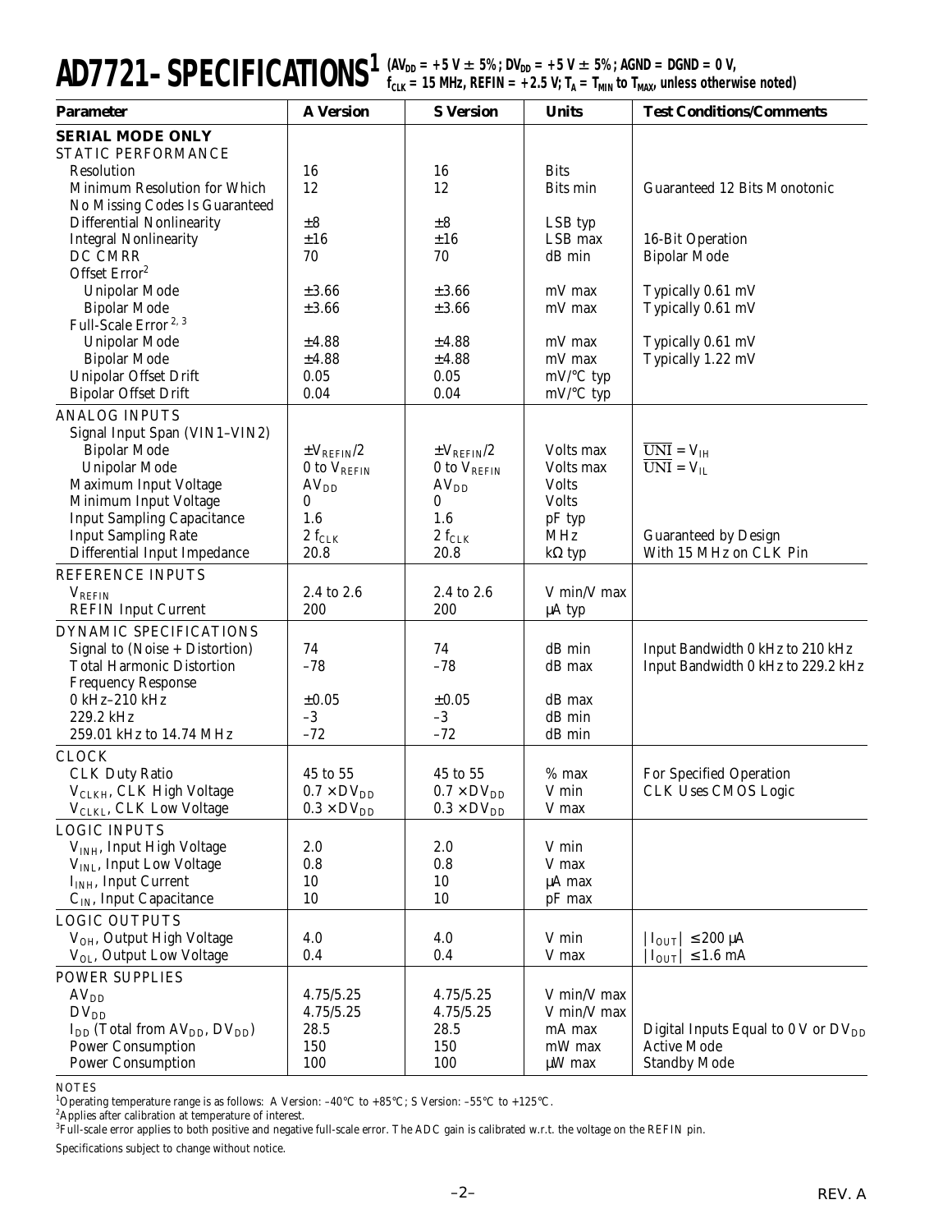# AD7721–SPECIFICATIONS[1]

($AV_{DD}$ = +5 V ± 5%; $DV_{DD}$ = +5 V ± 5%; AGND = DGND = 0 V, $f_{CLK}$ = 15 MHz, REFIN = +2.5 V; $T_A$ = $T_{MIN}$ to $T_{MAX}$, unless otherwise noted)

| Parameter | A Version | S Version | Units | Test Conditions/Comments |
|---|---|---|---|---|
| **SERIAL MODE ONLY** | | | | |
| STATIC PERFORMANCE | | | | |
| Resolution | 16 | 16 | Bits | |
| Minimum Resolution for Which No Missing Codes Is Guaranteed | 12 | 12 | Bits min | Guaranteed 12 Bits Monotonic |
| Differential Nonlinearity | ±8 | ±8 | LSB typ | |
| Integral Nonlinearity | ±16 | ±16 | LSB max | 16-Bit Operation |
| DC CMRR | 70 | 70 | dB min | Bipolar Mode |
| Offset Error[2] | | | | |
| Unipolar Mode | ±3.66 | ±3.66 | mV max | Typically 0.61 mV |
| Bipolar Mode | ±3.66 | ±3.66 | mV max | Typically 0.61 mV |
| Full-Scale Error[2, 3] | | | | |
| Unipolar Mode | ±4.88 | ±4.88 | mV max | Typically 0.61 mV |
| Bipolar Mode | ±4.88 | ±4.88 | mV max | Typically 1.22 mV |
| Unipolar Offset Drift | 0.05 | 0.05 | mV/°C typ | |
| Bipolar Offset Drift | 0.04 | 0.04 | mV/°C typ | |
| ANALOG INPUTS | | | | |
| Signal Input Span (VIN1–VIN2) | | | | |
| Bipolar Mode | $\pm V_{REFIN}/2$ | $\pm V_{REFIN}/2$ | Volts max | $\overline{UNI} = V_{IH}$ |
| Unipolar Mode | 0 to $V_{REFIN}$ | 0 to $V_{REFIN}$ | Volts max | $\overline{UNI} = V_{IL}$ |
| Maximum Input Voltage | $AV_{DD}$ | $AV_{DD}$ | Volts | |
| Minimum Input Voltage | 0 | 0 | Volts | |
| Input Sampling Capacitance | 1.6 | 1.6 | pF typ | |
| Input Sampling Rate | 2 $f_{CLK}$ | 2 $f_{CLK}$ | MHz | Guaranteed by Design |
| Differential Input Impedance | 20.8 | 20.8 | kΩ typ | With 15 MHz on CLK Pin |
| REFERENCE INPUTS | | | | |
| $V_{REFIN}$ | 2.4 to 2.6 | 2.4 to 2.6 | V min/V max | |
| REFIN Input Current | 200 | 200 | µA typ | |
| DYNAMIC SPECIFICATIONS | | | | |
| Signal to (Noise + Distortion) | 74 | 74 | dB min | Input Bandwidth 0 kHz to 210 kHz |
| Total Harmonic Distortion | –78 | –78 | dB max | Input Bandwidth 0 kHz to 229.2 kHz |
| Frequency Response | | | | |
| 0 kHz–210 kHz | ±0.05 | ±0.05 | dB max | |
| 229.2 kHz | –3 | –3 | dB min | |
| 259.01 kHz to 14.74 MHz | –72 | –72 | dB min | |
| CLOCK | | | | |
| CLK Duty Ratio | 45 to 55 | 45 to 55 | % max | For Specified Operation |
| $V_{CLKH}$, CLK High Voltage | $0.7 \times DV_{DD}$ | $0.7 \times DV_{DD}$ | V min | CLK Uses CMOS Logic |
| $V_{CLKL}$, CLK Low Voltage | $0.3 \times DV_{DD}$ | $0.3 \times DV_{DD}$ | V max | |
| LOGIC INPUTS | | | | |
| $V_{INH}$, Input High Voltage | 2.0 | 2.0 | V min | |
| $V_{INL}$, Input Low Voltage | 0.8 | 0.8 | V max | |
| $I_{INH}$, Input Current | 10 | 10 | µA max | |
| $C_{IN}$, Input Capacitance | 10 | 10 | pF max | |
| LOGIC OUTPUTS | | | | |
| $V_{OH}$, Output High Voltage | 4.0 | 4.0 | V min | $\lvert I_{OUT} \rvert \leq 200$ µA |
| $V_{OL}$, Output Low Voltage | 0.4 | 0.4 | V max | $\lvert I_{OUT} \rvert \leq 1.6$ mA |
| POWER SUPPLIES | | | | |
| $AV_{DD}$ | 4.75/5.25 | 4.75/5.25 | V min/V max | |
| $DV_{DD}$ | 4.75/5.25 | 4.75/5.25 | V min/V max | |
| $I_{DD}$ (Total from $AV_{DD}$, $DV_{DD}$) | 28.5 | 28.5 | mA max | Digital Inputs Equal to 0 V or $DV_{DD}$ |
| Power Consumption | 150 | 150 | mW max | Active Mode |
| Power Consumption | 100 | 100 | µW max | Standby Mode |

NOTES

[1]Operating temperature range is as follows: A Version: –40°C to +85°C; S Version: –55°C to +125°C.

[2]Applies after calibration at temperature of interest.

[3]Full-scale error applies to both positive and negative full-scale error. The ADC gain is calibrated w.r.t. the voltage on the REFIN pin.

Specifications subject to change without notice.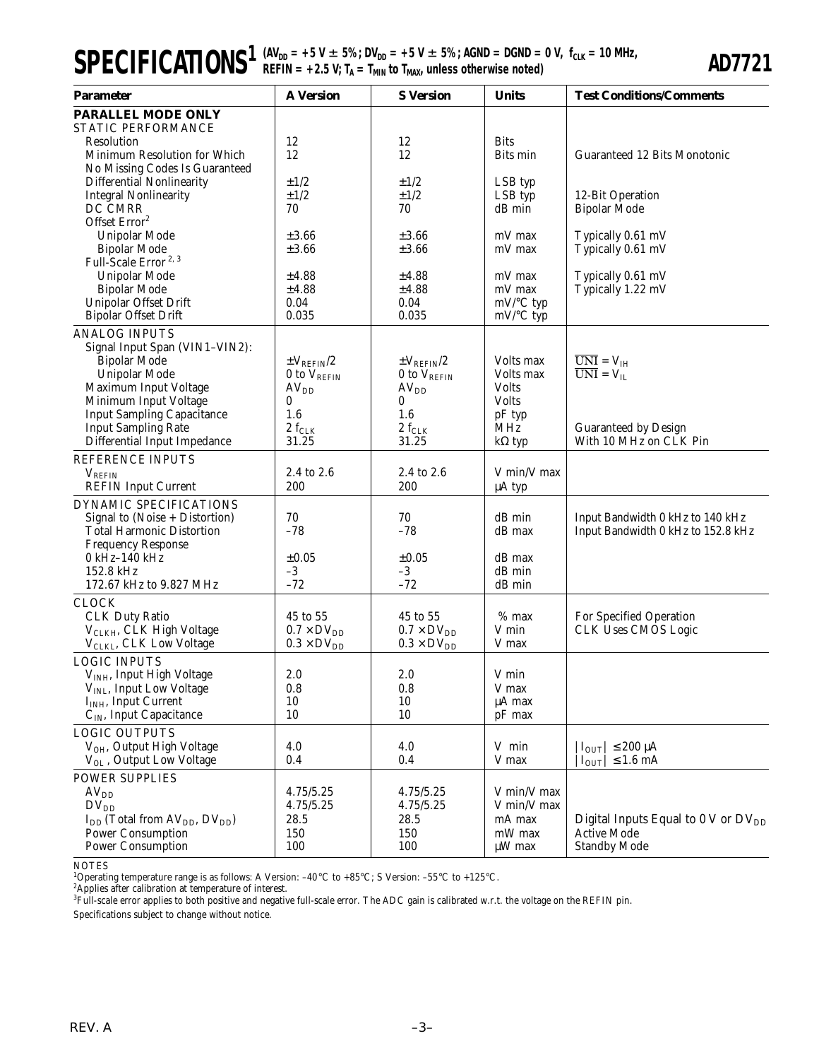# SPECIFICATIONS[1] ($AV_{DD}$ = +5 V ± 5%; $DV_{DD}$ = +5 V ± 5%; AGND = DGND = 0 V, $f_{CLK}$ = 10 MHz, REFIN = +2.5 V; $T_A$ = $T_{MIN}$ to $T_{MAX}$, unless otherwise noted)

| Parameter | A Version | S Version | Units | Test Conditions/Comments |
|---|---|---|---|---|
| **PARALLEL MODE ONLY** | | | | |
| STATIC PERFORMANCE | | | | |
| Resolution | 12 | 12 | Bits | |
| Minimum Resolution for Which No Missing Codes Is Guaranteed | 12 | 12 | Bits min | Guaranteed 12 Bits Monotonic |
| Differential Nonlinearity | ±1/2 | ±1/2 | LSB typ | |
| Integral Nonlinearity | ±1/2 | ±1/2 | LSB typ | 12-Bit Operation |
| DC CMRR | 70 | 70 | dB min | Bipolar Mode |
| Offset Error[2] | | | | |
| Unipolar Mode | ±3.66 | ±3.66 | mV max | Typically 0.61 mV |
| Bipolar Mode | ±3.66 | ±3.66 | mV max | Typically 0.61 mV |
| Full-Scale Error[2, 3] | | | | |
| Unipolar Mode | ±4.88 | ±4.88 | mV max | Typically 0.61 mV |
| Bipolar Mode | ±4.88 | ±4.88 | mV max | Typically 1.22 mV |
| Unipolar Offset Drift | 0.04 | 0.04 | mV/°C typ | |
| Bipolar Offset Drift | 0.035 | 0.035 | mV/°C typ | |
| ANALOG INPUTS | | | | |
| Signal Input Span (VIN1–VIN2): | | | | |
| Bipolar Mode | $\pm V_{REFIN}/2$ | $\pm V_{REFIN}/2$ | Volts max | $\overline{UNI} = V_{IH}$ |
| Unipolar Mode | 0 to $V_{REFIN}$ | 0 to $V_{REFIN}$ | Volts max | $\overline{UNI} = V_{IL}$ |
| Maximum Input Voltage | $AV_{DD}$ | $AV_{DD}$ | Volts | |
| Minimum Input Voltage | 0 | 0 | Volts | |
| Input Sampling Capacitance | 1.6 | 1.6 | pF typ | |
| Input Sampling Rate | $2 f_{CLK}$ | $2 f_{CLK}$ | MHz | Guaranteed by Design |
| Differential Input Impedance | 31.25 | 31.25 | kΩ typ | With 10 MHz on CLK Pin |
| REFERENCE INPUTS | | | | |
| $V_{REFIN}$ | 2.4 to 2.6 | 2.4 to 2.6 | V min/V max | |
| REFIN Input Current | 200 | 200 | µA typ | |
| DYNAMIC SPECIFICATIONS | | | | |
| Signal to (Noise + Distortion) | 70 | 70 | dB min | Input Bandwidth 0 kHz to 140 kHz |
| Total Harmonic Distortion | –78 | –78 | dB max | Input Bandwidth 0 kHz to 152.8 kHz |
| Frequency Response | | | | |
| 0 kHz–140 kHz | ±0.05 | ±0.05 | dB max | |
| 152.8 kHz | –3 | –3 | dB min | |
| 172.67 kHz to 9.827 MHz | –72 | –72 | dB min | |
| CLOCK | | | | |
| CLK Duty Ratio | 45 to 55 | 45 to 55 | % max | For Specified Operation |
| $V_{CLKH}$, CLK High Voltage | $0.7 \times DV_{DD}$ | $0.7 \times DV_{DD}$ | V min | CLK Uses CMOS Logic |
| $V_{CLKL}$, CLK Low Voltage | $0.3 \times DV_{DD}$ | $0.3 \times DV_{DD}$ | V max | |
| LOGIC INPUTS | | | | |
| $V_{INH}$, Input High Voltage | 2.0 | 2.0 | V min | |
| $V_{INL}$, Input Low Voltage | 0.8 | 0.8 | V max | |
| $I_{INH}$, Input Current | 10 | 10 | µA max | |
| $C_{IN}$, Input Capacitance | 10 | 10 | pF max | |
| LOGIC OUTPUTS | | | | |
| $V_{OH}$, Output High Voltage | 4.0 | 4.0 | V min | $\lvert I_{OUT} \rvert \leq 200$ µA |
| $V_{OL}$, Output Low Voltage | 0.4 | 0.4 | V max | $\lvert I_{OUT} \rvert \leq 1.6$ mA |
| POWER SUPPLIES | | | | |
| $AV_{DD}$ | 4.75/5.25 | 4.75/5.25 | V min/V max | |
| $DV_{DD}$ | 4.75/5.25 | 4.75/5.25 | V min/V max | |
| $I_{DD}$ (Total from $AV_{DD}$, $DV_{DD}$) | 28.5 | 28.5 | mA max | Digital Inputs Equal to 0 V or $DV_{DD}$ |
| Power Consumption | 150 | 150 | mW max | Active Mode |
| Power Consumption | 100 | 100 | µW max | Standby Mode |

NOTES

[1]Operating temperature range is as follows: A Version: –40°C to +85°C; S Version: –55°C to +125°C.

[2]Applies after calibration at temperature of interest.

[3]Full-scale error applies to both positive and negative full-scale error. The ADC gain is calibrated w.r.t. the voltage on the REFIN pin.

Specifications subject to change without notice.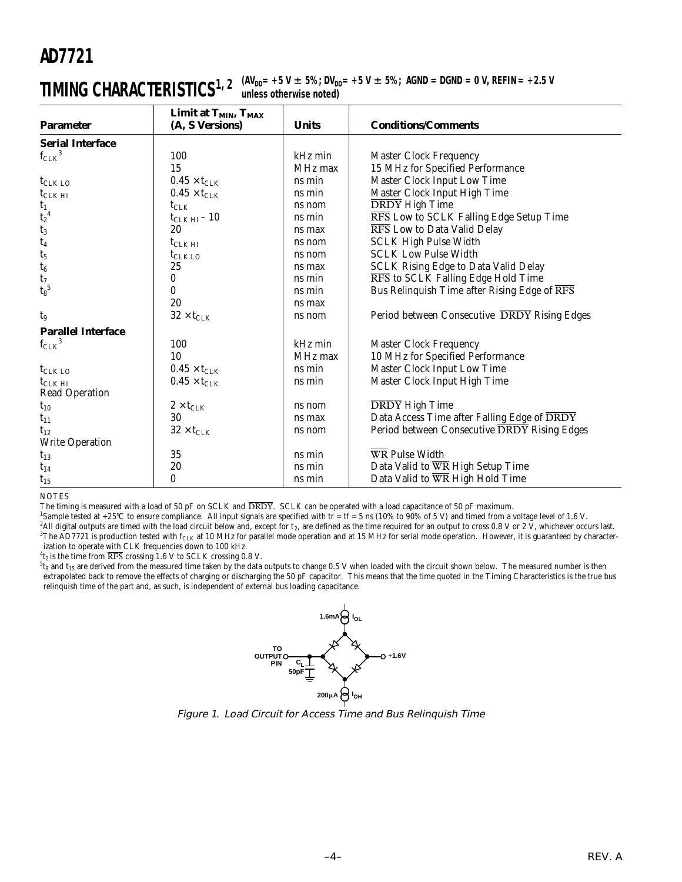## TIMING CHARACTERISTICS[1, 2]

($AV_{DD}$ = +5 V ± 5%; $DV_{DD}$ = +5 V ± 5%; AGND = DGND = 0 V, REFIN = +2.5 V unless otherwise noted)

| Parameter | Limit at $T_{MIN}$, $T_{MAX}$ (A, S Versions) | Units | Conditions/Comments |
|---|---|---|---|
| **Serial Interface** | | | |
| $f_{CLK}$[3] | 100 | kHz min | Master Clock Frequency |
| | 15 | MHz max | 15 MHz for Specified Performance |
| $t_{CLK\ LO}$ | $0.45 \times t_{CLK}$ | ns min | Master Clock Input Low Time |
| $t_{CLK\ HI}$ | $0.45 \times t_{CLK}$ | ns min | Master Clock Input High Time |
| $t_1$ | $t_{CLK}$ | ns nom | $\overline{DRDY}$ High Time |
| $t_2$[4] | $t_{CLK\ HI} - 10$ | ns min | $\overline{RFS}$ Low to SCLK Falling Edge Setup Time |
| $t_3$ | 20 | ns max | $\overline{RFS}$ Low to Data Valid Delay |
| $t_4$ | $t_{CLK\ HI}$ | ns nom | SCLK High Pulse Width |
| $t_5$ | $t_{CLK\ LO}$ | ns nom | SCLK Low Pulse Width |
| $t_6$ | 25 | ns max | SCLK Rising Edge to Data Valid Delay |
| $t_7$ | 0 | ns min | $\overline{RFS}$ to SCLK Falling Edge Hold Time |
| $t_8$[5] | 0 | ns min | Bus Relinquish Time after Rising Edge of $\overline{RFS}$ |
| | 20 | ns max | |
| $t_9$ | $32 \times t_{CLK}$ | ns nom | Period between Consecutive $\overline{DRDY}$ Rising Edges |
| **Parallel Interface** | | | |
| $f_{CLK}$[3] | 100 | kHz min | Master Clock Frequency |
| | 10 | MHz max | 10 MHz for Specified Performance |
| $t_{CLK\ LO}$ | $0.45 \times t_{CLK}$ | ns min | Master Clock Input Low Time |
| $t_{CLK\ HI}$ | $0.45 \times t_{CLK}$ | ns min | Master Clock Input High Time |
| Read Operation | | | |
| $t_{10}$ | $2 \times t_{CLK}$ | ns nom | $\overline{DRDY}$ High Time |
| $t_{11}$ | 30 | ns max | Data Access Time after Falling Edge of $\overline{DRDY}$ |
| $t_{12}$ | $32 \times t_{CLK}$ | ns nom | Period between Consecutive $\overline{DRDY}$ Rising Edges |
| Write Operation | | | |
| $t_{13}$ | 35 | ns min | $\overline{WR}$ Pulse Width |
| $t_{14}$ | 20 | ns min | Data Valid to $\overline{WR}$ High Setup Time |
| $t_{15}$ | 0 | ns min | Data Valid to $\overline{WR}$ High Hold Time |

NOTES

The timing is measured with a load of 50 pF on SCLK and $\overline{DRDY}$. SCLK can be operated with a load capacitance of 50 pF maximum.

[1]Sample tested at +25°C to ensure compliance. All input signals are specified with tr = tf = 5 ns (10% to 90% of 5 V) and timed from a voltage level of 1.6 V.

[2]All digital outputs are timed with the load circuit below and, except for $t_2$, are defined as the time required for an output to cross 0.8 V or 2 V, whichever occurs last.

[3]The AD7721 is production tested with $f_{CLK}$ at 10 MHz for parallel mode operation and at 15 MHz for serial mode operation. However, it is guaranteed by characterization to operate with CLK frequencies down to 100 kHz.

[4]$t_2$ is the time from $\overline{RFS}$ crossing 1.6 V to SCLK crossing 0.8 V.

[5]$t_8$ and $t_{15}$ are derived from the measured time taken by the data outputs to change 0.5 V when loaded with the circuit shown below. The measured number is then extrapolated back to remove the effects of charging or discharging the 50 pF capacitor. This means that the time quoted in the Timing Characteristics is the true bus relinquish time of the part and, as such, is independent of external bus loading capacitance.

Figure 1. Load Circuit for Access Time and Bus Relinquish Time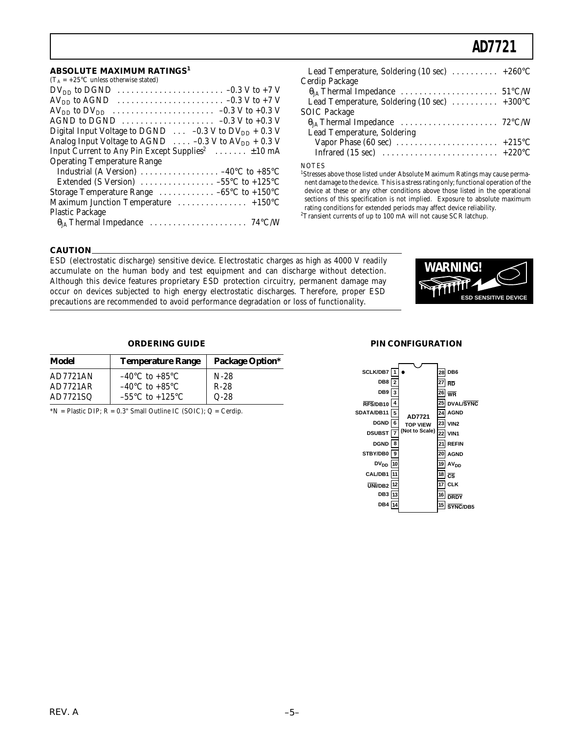## ABSOLUTE MAXIMUM RATINGS[1]

($T_A$ = +25°C unless otherwise stated)

$DV_{DD}$ to DGND . . . . . . . . . . . . . . . . . . . . . . –0.3 V to +7 V
$AV_{DD}$ to AGND . . . . . . . . . . . . . . . . . . . . . . –0.3 V to +7 V
$AV_{DD}$ to $DV_{DD}$ . . . . . . . . . . . . . . . . . . . . . –0.3 V to +0.3 V
AGND to DGND . . . . . . . . . . . . . . . . . . . . –0.3 V to +0.3 V
Digital Input Voltage to DGND . . . –0.3 V to $DV_{DD}$ + 0.3 V
Analog Input Voltage to AGND . . . . –0.3 V to $AV_{DD}$ + 0.3 V
Input Current to Any Pin Except Supplies[2] . . . . . . . ±10 mA
Operating Temperature Range
  Industrial (A Version) . . . . . . . . . . . . . . . . . –40°C to +85°C
  Extended (S Version) . . . . . . . . . . . . . . . . –55°C to +125°C
Storage Temperature Range . . . . . . . . . . . . –65°C to +150°C
Maximum Junction Temperature . . . . . . . . . . . . . . . +150°C
Plastic Package
  $\theta_{JA}$ Thermal Impedance . . . . . . . . . . . . . . . . . . . . . 74°C/W
  Lead Temperature, Soldering (10 sec) . . . . . . . . . . +260°C
Cerdip Package
  $\theta_{JA}$ Thermal Impedance . . . . . . . . . . . . . . . . . . . . . 51°C/W
  Lead Temperature, Soldering (10 sec) . . . . . . . . . . +300°C
SOIC Package
  $\theta_{JA}$ Thermal Impedance . . . . . . . . . . . . . . . . . . . . . 72°C/W
  Lead Temperature, Soldering
    Vapor Phase (60 sec) . . . . . . . . . . . . . . . . . . . . . . +215°C
    Infrared (15 sec) . . . . . . . . . . . . . . . . . . . . . . . . . +220°C

NOTES
[1]Stresses above those listed under Absolute Maximum Ratings may cause permanent damage to the device. This is a stress rating only; functional operation of the device at these or any other conditions above those listed in the operational sections of this specification is not implied. Exposure to absolute maximum rating conditions for extended periods may affect device reliability.
[2]Transient currents of up to 100 mA will not cause SCR latchup.

### CAUTION

ESD (electrostatic discharge) sensitive device. Electrostatic charges as high as 4000 V readily accumulate on the human body and test equipment and can discharge without detection. Although this device features proprietary ESD protection circuitry, permanent damage may occur on devices subjected to high energy electrostatic discharges. Therefore, proper ESD precautions are recommended to avoid performance degradation or loss of functionality.

WARNING! ESD SENSITIVE DEVICE

### ORDERING GUIDE

| Model | Temperature Range | Package Option* |
|---|---|---|
| AD7721AN | –40°C to +85°C | N-28 |
| AD7721AR | –40°C to +85°C | R-28 |
| AD7721SQ | –55°C to +125°C | Q-28 |

*N = Plastic DIP; R = 0.3" Small Outline IC (SOIC); Q = Cerdip.

### PIN CONFIGURATION

AD7721 TOP VIEW (Not to Scale)

| Pin | Name | Pin | Name |
|---|---|---|---|
| 1 | SCLK/DB7 | 28 | DB6 |
| 2 | DB8 | 27 | RD (active low) |
| 3 | DB9 | 26 | WR (active low) |
| 4 | RFS (active low)/DB10 | 25 | DVAL/SYNC (active low) |
| 5 | SDATA/DB11 | 24 | AGND |
| 6 | DGND | 23 | VIN2 |
| 7 | DSUBST | 22 | VIN1 |
| 8 | DGND | 21 | REFIN |
| 9 | STBY/DB0 | 20 | AGND |
| 10 | $DV_{DD}$ | 19 | $AV_{DD}$ |
| 11 | CAL/DB1 | 18 | CS (active low) |
| 12 | UNI (active low)/DB2 | 17 | CLK |
| 13 | DB3 | 16 | DRDY (active low) |
| 14 | DB4 | 15 | SYNC (active low)/DB5 |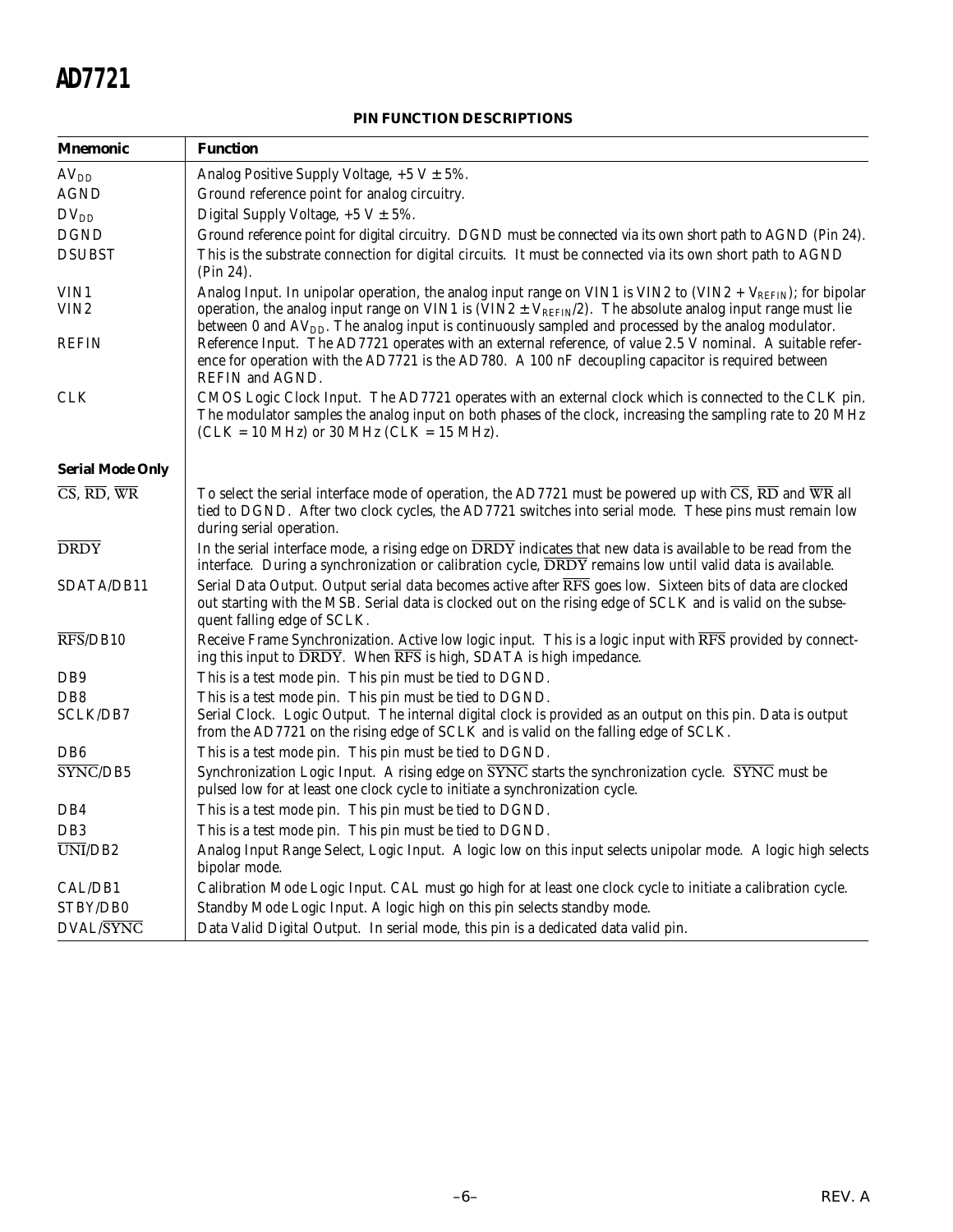## PIN FUNCTION DESCRIPTIONS

| Mnemonic | Function |
| --- | --- |
| $AV_{DD}$ | Analog Positive Supply Voltage, +5 V ± 5%. |
| AGND | Ground reference point for analog circuitry. |
| $DV_{DD}$ | Digital Supply Voltage, +5 V ± 5%. |
| DGND | Ground reference point for digital circuitry. DGND must be connected via its own short path to AGND (Pin 24). |
| DSUBST | This is the substrate connection for digital circuits. It must be connected via its own short path to AGND (Pin 24). |
| VIN1<br>VIN2 | Analog Input. In unipolar operation, the analog input range on VIN1 is VIN2 to (VIN2 + $V_{REFIN}$); for bipolar operation, the analog input range on VIN1 is (VIN2 ± $V_{REFIN}$/2). The absolute analog input range must lie between 0 and $AV_{DD}$. The analog input is continuously sampled and processed by the analog modulator. |
| REFIN | Reference Input. The AD7721 operates with an external reference, of value 2.5 V nominal. A suitable reference for operation with the AD7721 is the AD780. A 100 nF decoupling capacitor is required between REFIN and AGND. |
| CLK | CMOS Logic Clock Input. The AD7721 operates with an external clock which is connected to the CLK pin. The modulator samples the analog input on both phases of the clock, increasing the sampling rate to 20 MHz (CLK = 10 MHz) or 30 MHz (CLK = 15 MHz). |
| **Serial Mode Only** | |
| $\overline{CS}$, $\overline{RD}$, $\overline{WR}$ | To select the serial interface mode of operation, the AD7721 must be powered up with $\overline{CS}$, $\overline{RD}$ and $\overline{WR}$ all tied to DGND. After two clock cycles, the AD7721 switches into serial mode. These pins must remain low during serial operation. |
| $\overline{DRDY}$ | In the serial interface mode, a rising edge on $\overline{DRDY}$ indicates that new data is available to be read from the interface. During a synchronization or calibration cycle, $\overline{DRDY}$ remains low until valid data is available. |
| SDATA/DB11 | Serial Data Output. Output serial data becomes active after $\overline{RFS}$ goes low. Sixteen bits of data are clocked out starting with the MSB. Serial data is clocked out on the rising edge of SCLK and is valid on the subsequent falling edge of SCLK. |
| $\overline{RFS}$/DB10 | Receive Frame Synchronization. Active low logic input. This is a logic input with $\overline{RFS}$ provided by connecting this input to $\overline{DRDY}$. When $\overline{RFS}$ is high, SDATA is high impedance. |
| DB9 | This is a test mode pin. This pin must be tied to DGND. |
| DB8 | This is a test mode pin. This pin must be tied to DGND. |
| SCLK/DB7 | Serial Clock. Logic Output. The internal digital clock is provided as an output on this pin. Data is output from the AD7721 on the rising edge of SCLK and is valid on the falling edge of SCLK. |
| DB6 | This is a test mode pin. This pin must be tied to DGND. |
| $\overline{SYNC}$/DB5 | Synchronization Logic Input. A rising edge on $\overline{SYNC}$ starts the synchronization cycle. $\overline{SYNC}$ must be pulsed low for at least one clock cycle to initiate a synchronization cycle. |
| DB4 | This is a test mode pin. This pin must be tied to DGND. |
| DB3 | This is a test mode pin. This pin must be tied to DGND. |
| $\overline{UNI}$/DB2 | Analog Input Range Select, Logic Input. A logic low on this input selects unipolar mode. A logic high selects bipolar mode. |
| CAL/DB1 | Calibration Mode Logic Input. CAL must go high for at least one clock cycle to initiate a calibration cycle. |
| STBY/DB0 | Standby Mode Logic Input. A logic high on this pin selects standby mode. |
| DVAL/$\overline{SYNC}$ | Data Valid Digital Output. In serial mode, this pin is a dedicated data valid pin. |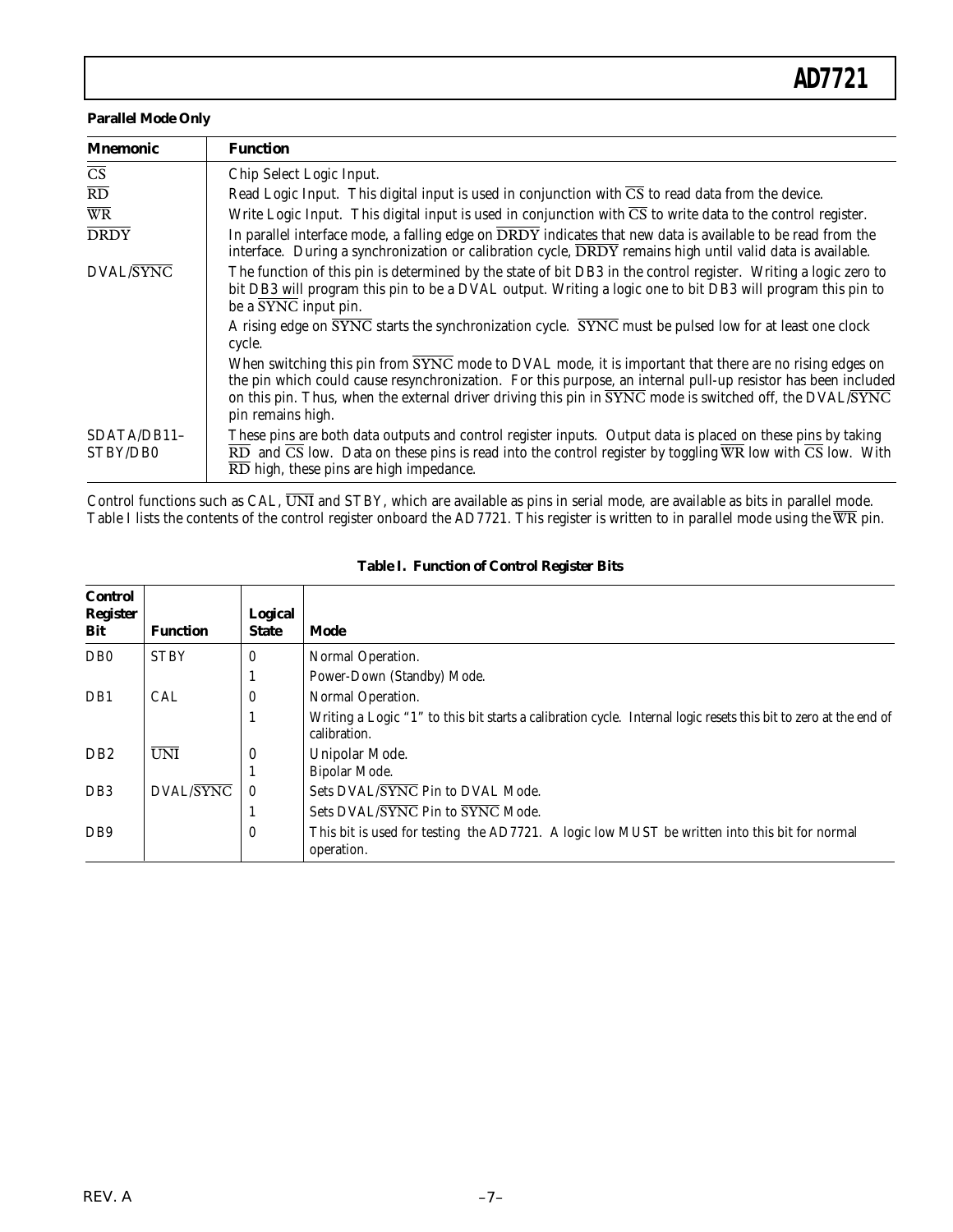**Parallel Mode Only**

| Mnemonic | Function |
|---|---|
| $\overline{CS}$ | Chip Select Logic Input. |
| $\overline{RD}$ | Read Logic Input. This digital input is used in conjunction with $\overline{CS}$ to read data from the device. |
| $\overline{WR}$ | Write Logic Input. This digital input is used in conjunction with $\overline{CS}$ to write data to the control register. |
| $\overline{DRDY}$ | In parallel interface mode, a falling edge on $\overline{DRDY}$ indicates that new data is available to be read from the interface. During a synchronization or calibration cycle, $\overline{DRDY}$ remains high until valid data is available. |
| DVAL/$\overline{SYNC}$ | The function of this pin is determined by the state of bit DB3 in the control register. Writing a logic zero to bit DB3 will program this pin to be a DVAL output. Writing a logic one to bit DB3 will program this pin to be a $\overline{SYNC}$ input pin.<br>A rising edge on $\overline{SYNC}$ starts the synchronization cycle. $\overline{SYNC}$ must be pulsed low for at least one clock cycle.<br>When switching this pin from $\overline{SYNC}$ mode to DVAL mode, it is important that there are no rising edges on the pin which could cause resynchronization. For this purpose, an internal pull-up resistor has been included on this pin. Thus, when the external driver driving this pin in $\overline{SYNC}$ mode is switched off, the DVAL/$\overline{SYNC}$ pin remains high. |
| SDATA/DB11–STBY/DB0 | These pins are both data outputs and control register inputs. Output data is placed on these pins by taking $\overline{RD}$ and $\overline{CS}$ low. Data on these pins is read into the control register by toggling $\overline{WR}$ low with $\overline{CS}$ low. With $\overline{RD}$ high, these pins are high impedance. |

Control functions such as CAL, $\overline{UNI}$ and STBY, which are available as pins in serial mode, are available as bits in parallel mode. Table I lists the contents of the control register onboard the AD7721. This register is written to in parallel mode using the $\overline{WR}$ pin.

**Table I. Function of Control Register Bits**

| Control Register Bit | Function | Logical State | Mode |
|---|---|---|---|
| DB0 | STBY | 0 | Normal Operation. |
| | | 1 | Power-Down (Standby) Mode. |
| DB1 | CAL | 0 | Normal Operation. |
| | | 1 | Writing a Logic "1" to this bit starts a calibration cycle. Internal logic resets this bit to zero at the end of calibration. |
| DB2 | $\overline{UNI}$ | 0 | Unipolar Mode. |
| | | 1 | Bipolar Mode. |
| DB3 | DVAL/$\overline{SYNC}$ | 0 | Sets DVAL/$\overline{SYNC}$ Pin to DVAL Mode. |
| | | 1 | Sets DVAL/$\overline{SYNC}$ Pin to $\overline{SYNC}$ Mode. |
| DB9 | | 0 | This bit is used for testing the AD7721. A logic low MUST be written into this bit for normal operation. |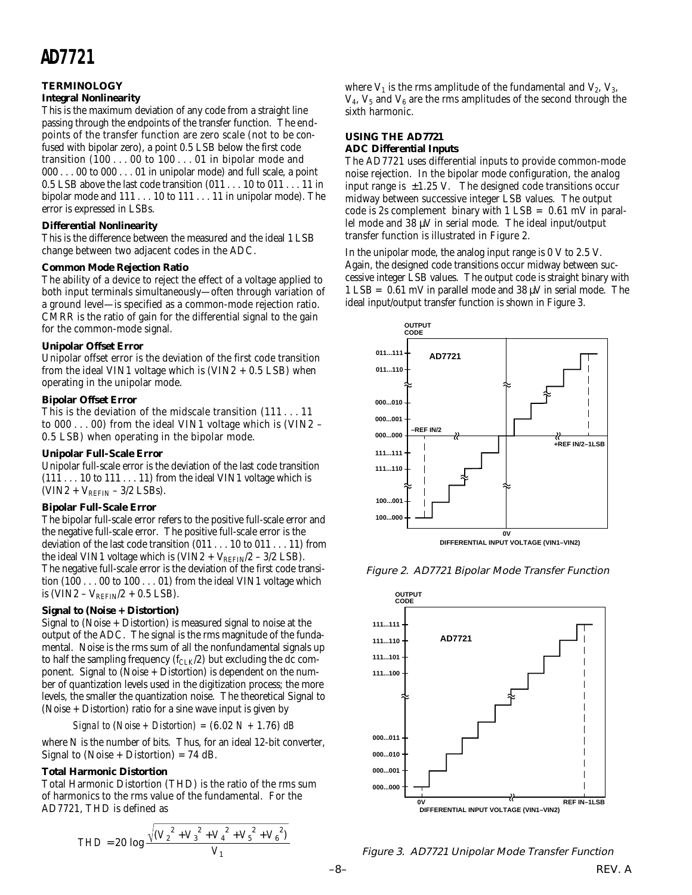## TERMINOLOGY

### Integral Nonlinearity

This is the maximum deviation of any code from a straight line passing through the endpoints of the transfer function. The endpoints of the transfer function are zero scale (not to be confused with bipolar zero), a point 0.5 LSB below the first code transition (100 . . . 00 to 100 . . . 01 in bipolar mode and 000 . . . 00 to 000 . . . 01 in unipolar mode) and full scale, a point 0.5 LSB above the last code transition (011 . . . 10 to 011 . . . 11 in bipolar mode and 111 . . . 10 to 111 . . . 11 in unipolar mode). The error is expressed in LSBs.

### Differential Nonlinearity

This is the difference between the measured and the ideal 1 LSB change between two adjacent codes in the ADC.

### Common Mode Rejection Ratio

The ability of a device to reject the effect of a voltage applied to both input terminals simultaneously—often through variation of a ground level—is specified as a common-mode rejection ratio. CMRR is the ratio of gain for the differential signal to the gain for the common-mode signal.

### Unipolar Offset Error

Unipolar offset error is the deviation of the first code transition from the ideal VIN1 voltage which is (VIN2 + 0.5 LSB) when operating in the unipolar mode.

### Bipolar Offset Error

This is the deviation of the midscale transition (111 . . . 11 to 000 . . . 00) from the ideal VIN1 voltage which is (VIN2 – 0.5 LSB) when operating in the bipolar mode.

### Unipolar Full-Scale Error

Unipolar full-scale error is the deviation of the last code transition (111 . . . 10 to 111 . . . 11) from the ideal VIN1 voltage which is (VIN2 + $V_{REFIN}$ – 3/2 LSBs).

### Bipolar Full-Scale Error

The bipolar full-scale error refers to the positive full-scale error and the negative full-scale error. The positive full-scale error is the deviation of the last code transition (011 . . . 10 to 011 . . . 11) from the ideal VIN1 voltage which is (VIN2 + $V_{REFIN}$/2 – 3/2 LSB). The negative full-scale error is the deviation of the first code transition (100 . . . 00 to 100 . . . 01) from the ideal VIN1 voltage which is (VIN2 – $V_{REFIN}$/2 + 0.5 LSB).

### Signal to (Noise + Distortion)

Signal to (Noise + Distortion) is measured signal to noise at the output of the ADC. The signal is the rms magnitude of the fundamental. Noise is the rms sum of all the nonfundamental signals up to half the sampling frequency ($f_{CLK}$/2) but excluding the dc component. Signal to (Noise + Distortion) is dependent on the number of quantization levels used in the digitization process; the more levels, the smaller the quantization noise. The theoretical Signal to (Noise + Distortion) ratio for a sine wave input is given by

$$\text{Signal to (Noise + Distortion)} = (6.02\,N + 1.76)\ dB$$

where N is the number of bits. Thus, for an ideal 12-bit converter, Signal to (Noise + Distortion) = 74 dB.

### Total Harmonic Distortion

Total Harmonic Distortion (THD) is the ratio of the rms sum of harmonics to the rms value of the fundamental. For the AD7721, THD is defined as

$$THD = 20 \log \frac{\sqrt{(V_2^2 + V_3^2 + V_4^2 + V_5^2 + V_6^2)}}{V_1}$$

where $V_1$ is the rms amplitude of the fundamental and $V_2$, $V_3$, $V_4$, $V_5$ and $V_6$ are the rms amplitudes of the second through the sixth harmonic.

## USING THE AD7721

### ADC Differential Inputs

The AD7721 uses differential inputs to provide common-mode noise rejection. In the bipolar mode configuration, the analog input range is ±1.25 V. The designed code transitions occur midway between successive integer LSB values. The output code is 2s complement binary with 1 LSB = 0.61 mV in parallel mode and 38 µV in serial mode. The ideal input/output transfer function is illustrated in Figure 2.

In the unipolar mode, the analog input range is 0 V to 2.5 V. Again, the designed code transitions occur midway between successive integer LSB values. The output code is straight binary with 1 LSB = 0.61 mV in parallel mode and 38 µV in serial mode. The ideal input/output transfer function is shown in Figure 3.

*Figure 2. AD7721 Bipolar Mode Transfer Function*

*Figure 3. AD7721 Unipolar Mode Transfer Function*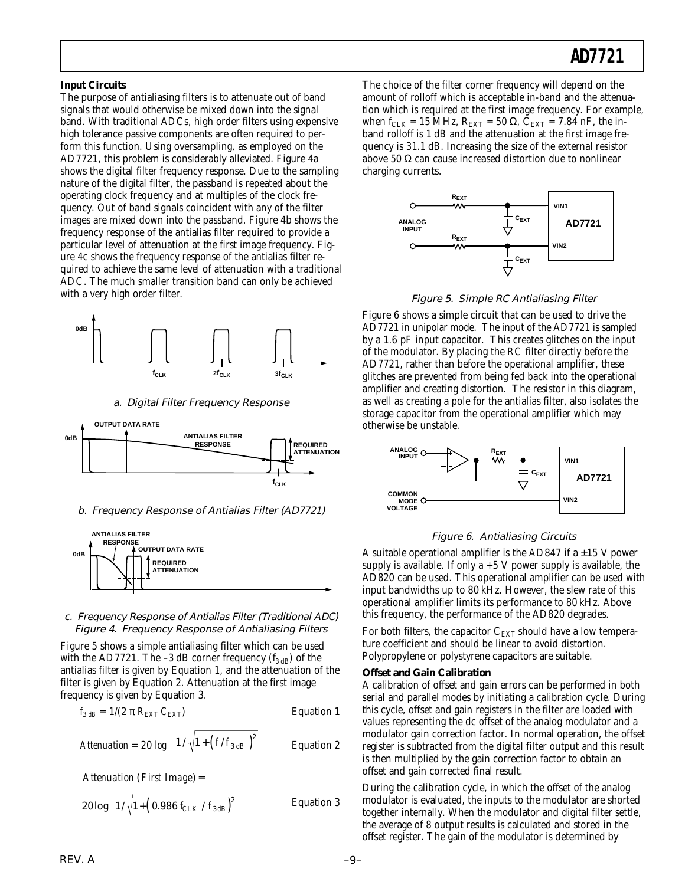**Input Circuits**

The purpose of antialiasing filters is to attenuate out of band signals that would otherwise be mixed down into the signal band. With traditional ADCs, high order filters using expensive high tolerance passive components are often required to perform this function. Using oversampling, as employed on the AD7721, this problem is considerably alleviated. Figure 4a shows the digital filter frequency response. Due to the sampling nature of the digital filter, the passband is repeated about the operating clock frequency and at multiples of the clock frequency. Out of band signals coincident with any of the filter images are mixed down into the passband. Figure 4b shows the frequency response of the antialias filter required to provide a particular level of attenuation at the first image frequency. Figure 4c shows the frequency response of the antialias filter required to achieve the same level of attenuation with a traditional ADC. The much smaller transition band can only be achieved with a very high order filter.

*a. Digital Filter Frequency Response*

*b. Frequency Response of Antialias Filter (AD7721)*

*c. Frequency Response of Antialias Filter (Traditional ADC)*

*Figure 4. Frequency Response of Antialiasing Filters*

Figure 5 shows a simple antialiasing filter which can be used with the AD7721. The –3 dB corner frequency ($f_{3\,dB}$) of the antialias filter is given by Equation 1, and the attenuation of the filter is given by Equation 2. Attenuation at the first image frequency is given by Equation 3.

$$f_{3\,dB} = 1/(2\pi R_{EXT}\,C_{EXT}) \qquad \text{Equation 1}$$

$$Attenuation = 20\log\left(1/\sqrt{1+\left(f/f_{3\,dB}\right)^2}\right) \qquad \text{Equation 2}$$

$$Attenuation\ (First\ Image) = 20\log\left(1/\sqrt{1+\left(0.986\,f_{CLK}/f_{3\,dB}\right)^2}\right) \qquad \text{Equation 3}$$

The choice of the filter corner frequency will depend on the amount of rolloff which is acceptable in-band and the attenuation which is required at the first image frequency. For example, when $f_{CLK}$ = 15 MHz, $R_{EXT}$ = 50 Ω, $C_{EXT}$ = 7.84 nF, the in-band rolloff is 1 dB and the attenuation at the first image frequency is 31.1 dB. Increasing the size of the external resistor above 50 Ω can cause increased distortion due to nonlinear charging currents.

*Figure 5. Simple RC Antialiasing Filter*

Figure 6 shows a simple circuit that can be used to drive the AD7721 in unipolar mode. The input of the AD7721 is sampled by a 1.6 pF input capacitor. This creates glitches on the input of the modulator. By placing the RC filter directly before the AD7721, rather than before the operational amplifier, these glitches are prevented from being fed back into the operational amplifier and creating distortion. The resistor in this diagram, as well as creating a pole for the antialias filter, also isolates the storage capacitor from the operational amplifier which may otherwise be unstable.

*Figure 6. Antialiasing Circuits*

A suitable operational amplifier is the AD847 if a ±15 V power supply is available. If only a +5 V power supply is available, the AD820 can be used. This operational amplifier can be used with input bandwidths up to 80 kHz. However, the slew rate of this operational amplifier limits its performance to 80 kHz. Above this frequency, the performance of the AD820 degrades.

For both filters, the capacitor $C_{EXT}$ should have a low temperature coefficient and should be linear to avoid distortion. Polypropylene or polystyrene capacitors are suitable.

**Offset and Gain Calibration**

A calibration of offset and gain errors can be performed in both serial and parallel modes by initiating a calibration cycle. During this cycle, offset and gain registers in the filter are loaded with values representing the dc offset of the analog modulator and a modulator gain correction factor. In normal operation, the offset register is subtracted from the digital filter output and this result is then multiplied by the gain correction factor to obtain an offset and gain corrected final result.

During the calibration cycle, in which the offset of the analog modulator is evaluated, the inputs to the modulator are shorted together internally. When the modulator and digital filter settle, the average of 8 output results is calculated and stored in the offset register. The gain of the modulator is determined by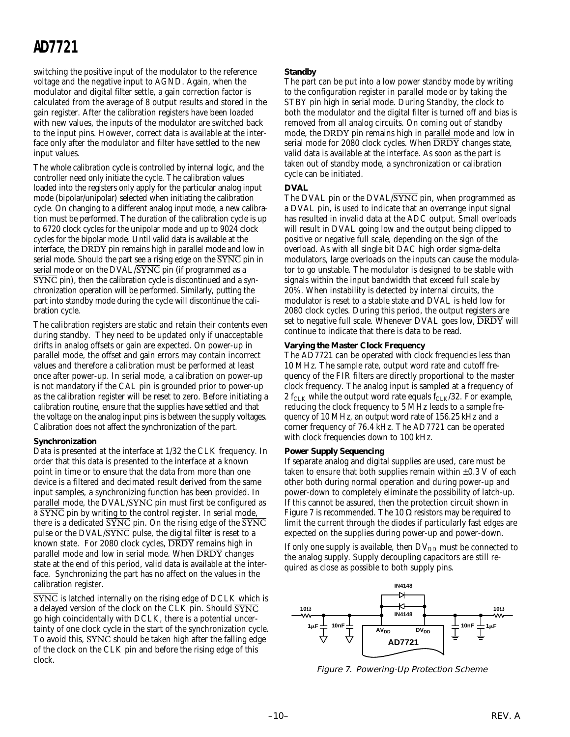switching the positive input of the modulator to the reference voltage and the negative input to AGND. Again, when the modulator and digital filter settle, a gain correction factor is calculated from the average of 8 output results and stored in the gain register. After the calibration registers have been loaded with new values, the inputs of the modulator are switched back to the input pins. However, correct data is available at the interface only after the modulator and filter have settled to the new input values.

The whole calibration cycle is controlled by internal logic, and the controller need only initiate the cycle. The calibration values loaded into the registers only apply for the particular analog input mode (bipolar/unipolar) selected when initiating the calibration cycle. On changing to a different analog input mode, a new calibration must be performed. The duration of the calibration cycle is up to 6720 clock cycles for the unipolar mode and up to 9024 clock cycles for the bipolar mode. Until valid data is available at the interface, the $\overline{\text{DRDY}}$ pin remains high in parallel mode and low in serial mode. Should the part see a rising edge on the $\overline{\text{SYNC}}$ pin in serial mode or on the DVAL/$\overline{\text{SYNC}}$ pin (if programmed as a $\overline{\text{SYNC}}$ pin), then the calibration cycle is discontinued and a synchronization operation will be performed. Similarly, putting the part into standby mode during the cycle will discontinue the calibration cycle.

The calibration registers are static and retain their contents even during standby. They need to be updated only if unacceptable drifts in analog offsets or gain are expected. On power-up in parallel mode, the offset and gain errors may contain incorrect values and therefore a calibration must be performed at least once after power-up. In serial mode, a calibration on power-up is not mandatory if the CAL pin is grounded prior to power-up as the calibration register will be reset to zero. Before initiating a calibration routine, ensure that the supplies have settled and that the voltage on the analog input pins is between the supply voltages. Calibration does not affect the synchronization of the part.

**Synchronization**

Data is presented at the interface at 1/32 the CLK frequency. In order that this data is presented to the interface at a known point in time or to ensure that the data from more than one device is a filtered and decimated result derived from the same input samples, a synchronizing function has been provided. In parallel mode, the DVAL/$\overline{\text{SYNC}}$ pin must first be configured as a $\overline{\text{SYNC}}$ pin by writing to the control register. In serial mode, there is a dedicated $\overline{\text{SYNC}}$ pin. On the rising edge of the $\overline{\text{SYNC}}$ pulse or the DVAL/$\overline{\text{SYNC}}$ pulse, the digital filter is reset to a known state. For 2080 clock cycles, $\overline{\text{DRDY}}$ remains high in parallel mode and low in serial mode. When $\overline{\text{DRDY}}$ changes state at the end of this period, valid data is available at the interface. Synchronizing the part has no affect on the values in the calibration register.

$\overline{\text{SYNC}}$ is latched internally on the rising edge of DCLK which is a delayed version of the clock on the CLK pin. Should $\overline{\text{SYNC}}$ go high coincidentally with DCLK, there is a potential uncertainty of one clock cycle in the start of the synchronization cycle. To avoid this, $\overline{\text{SYNC}}$ should be taken high after the falling edge of the clock on the CLK pin and before the rising edge of this clock.

**Standby**

The part can be put into a low power standby mode by writing to the configuration register in parallel mode or by taking the STBY pin high in serial mode. During Standby, the clock to both the modulator and the digital filter is turned off and bias is removed from all analog circuits. On coming out of standby mode, the $\overline{\text{DRDY}}$ pin remains high in parallel mode and low in serial mode for 2080 clock cycles. When $\overline{\text{DRDY}}$ changes state, valid data is available at the interface. As soon as the part is taken out of standby mode, a synchronization or calibration cycle can be initiated.

**DVAL**

The DVAL pin or the DVAL/$\overline{\text{SYNC}}$ pin, when programmed as a DVAL pin, is used to indicate that an overrange input signal has resulted in invalid data at the ADC output. Small overloads will result in DVAL going low and the output being clipped to positive or negative full scale, depending on the sign of the overload. As with all single bit DAC high order sigma-delta modulators, large overloads on the inputs can cause the modulator to go unstable. The modulator is designed to be stable with signals within the input bandwidth that exceed full scale by 20%. When instability is detected by internal circuits, the modulator is reset to a stable state and DVAL is held low for 2080 clock cycles. During this period, the output registers are set to negative full scale. Whenever DVAL goes low, $\overline{\text{DRDY}}$ will continue to indicate that there is data to be read.

**Varying the Master Clock Frequency**

The AD7721 can be operated with clock frequencies less than 10 MHz. The sample rate, output word rate and cutoff frequency of the FIR filters are directly proportional to the master clock frequency. The analog input is sampled at a frequency of 2 $f_{CLK}$ while the output word rate equals $f_{CLK}/32$. For example, reducing the clock frequency to 5 MHz leads to a sample frequency of 10 MHz, an output word rate of 156.25 kHz and a corner frequency of 76.4 kHz. The AD7721 can be operated with clock frequencies down to 100 kHz.

**Power Supply Sequencing**

If separate analog and digital supplies are used, care must be taken to ensure that both supplies remain within ±0.3 V of each other both during normal operation and during power-up and power-down to completely eliminate the possibility of latch-up. If this cannot be assured, then the protection circuit shown in Figure 7 is recommended. The 10 Ω resistors may be required to limit the current through the diodes if particularly fast edges are expected on the supplies during power-up and power-down.

If only one supply is available, then $DV_{DD}$ must be connected to the analog supply. Supply decoupling capacitors are still required as close as possible to both supply pins.

*Figure 7. Powering-Up Protection Scheme*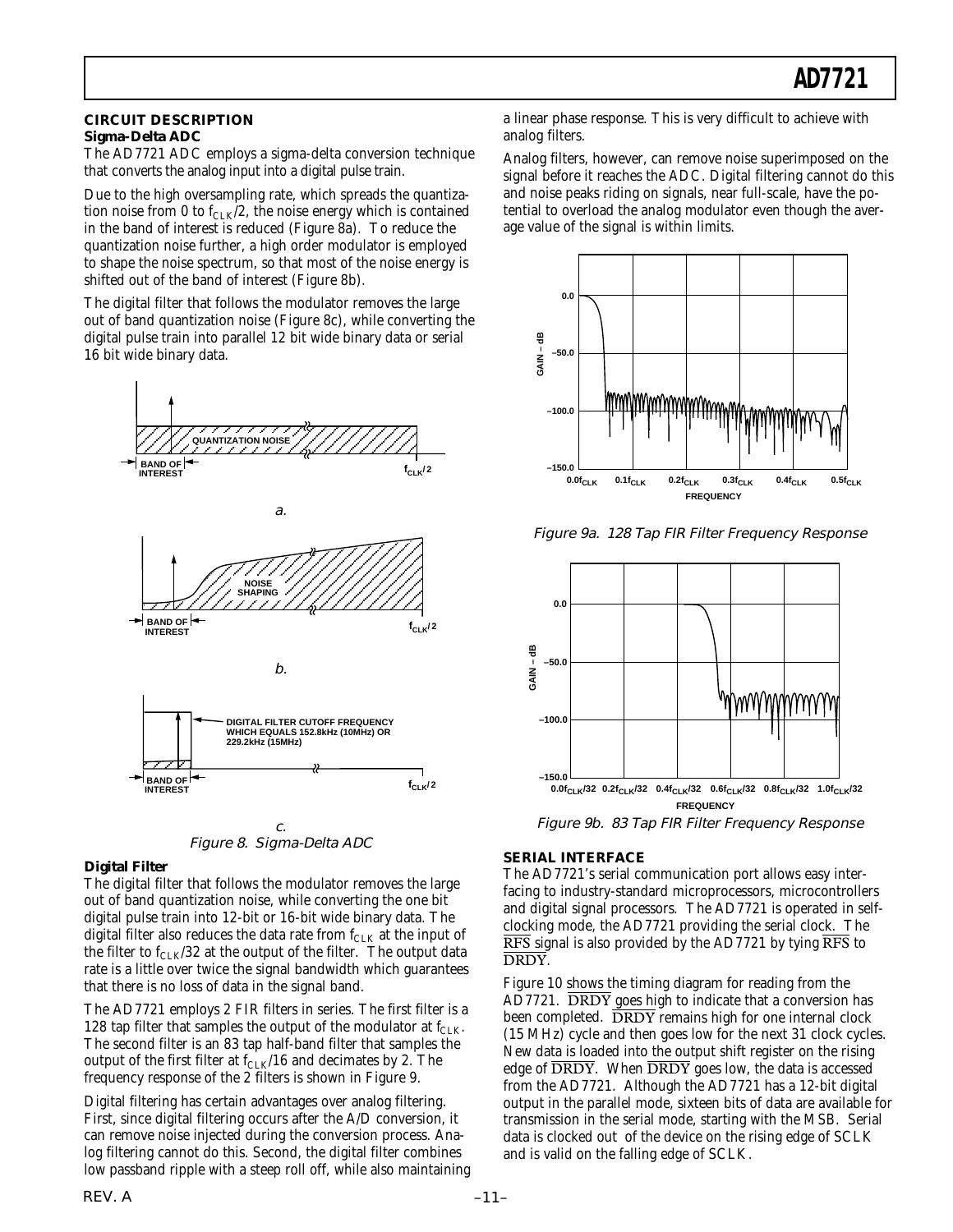## CIRCUIT DESCRIPTION

### Sigma-Delta ADC

The AD7721 ADC employs a sigma-delta conversion technique that converts the analog input into a digital pulse train.

Due to the high oversampling rate, which spreads the quantization noise from 0 to $f_{CLK}/2$, the noise energy which is contained in the band of interest is reduced (Figure 8a). To reduce the quantization noise further, a high order modulator is employed to shape the noise spectrum, so that most of the noise energy is shifted out of the band of interest (Figure 8b).

The digital filter that follows the modulator removes the large out of band quantization noise (Figure 8c), while converting the digital pulse train into parallel 12 bit wide binary data or serial 16 bit wide binary data.

Figure 8. Sigma-Delta ADC

### Digital Filter

The digital filter that follows the modulator removes the large out of band quantization noise, while converting the one bit digital pulse train into 12-bit or 16-bit wide binary data. The digital filter also reduces the data rate from $f_{CLK}$ at the input of the filter to $f_{CLK}/32$ at the output of the filter. The output data rate is a little over twice the signal bandwidth which guarantees that there is no loss of data in the signal band.

The AD7721 employs 2 FIR filters in series. The first filter is a 128 tap filter that samples the output of the modulator at $f_{CLK}$. The second filter is an 83 tap half-band filter that samples the output of the first filter at $f_{CLK}/16$ and decimates by 2. The frequency response of the 2 filters is shown in Figure 9.

Digital filtering has certain advantages over analog filtering. First, since digital filtering occurs after the A/D conversion, it can remove noise injected during the conversion process. Analog filtering cannot do this. Second, the digital filter combines low passband ripple with a steep roll off, while also maintaining a linear phase response. This is very difficult to achieve with analog filters.

Analog filters, however, can remove noise superimposed on the signal before it reaches the ADC. Digital filtering cannot do this and noise peaks riding on signals, near full-scale, have the potential to overload the analog modulator even though the average value of the signal is within limits.

Figure 9a. 128 Tap FIR Filter Frequency Response

Figure 9b. 83 Tap FIR Filter Frequency Response

## SERIAL INTERFACE

The AD7721's serial communication port allows easy interfacing to industry-standard microprocessors, microcontrollers and digital signal processors. The AD7721 is operated in self-clocking mode, the AD7721 providing the serial clock. The $\overline{RFS}$ signal is also provided by the AD7721 by tying $\overline{RFS}$ to $\overline{DRDY}$.

Figure 10 shows the timing diagram for reading from the AD7721. $\overline{DRDY}$ goes high to indicate that a conversion has been completed. $\overline{DRDY}$ remains high for one internal clock (15 MHz) cycle and then goes low for the next 31 clock cycles. New data is loaded into the output shift register on the rising edge of $\overline{DRDY}$. When $\overline{DRDY}$ goes low, the data is accessed from the AD7721. Although the AD7721 has a 12-bit digital output in the parallel mode, sixteen bits of data are available for transmission in the serial mode, starting with the MSB. Serial data is clocked out of the device on the rising edge of SCLK and is valid on the falling edge of SCLK.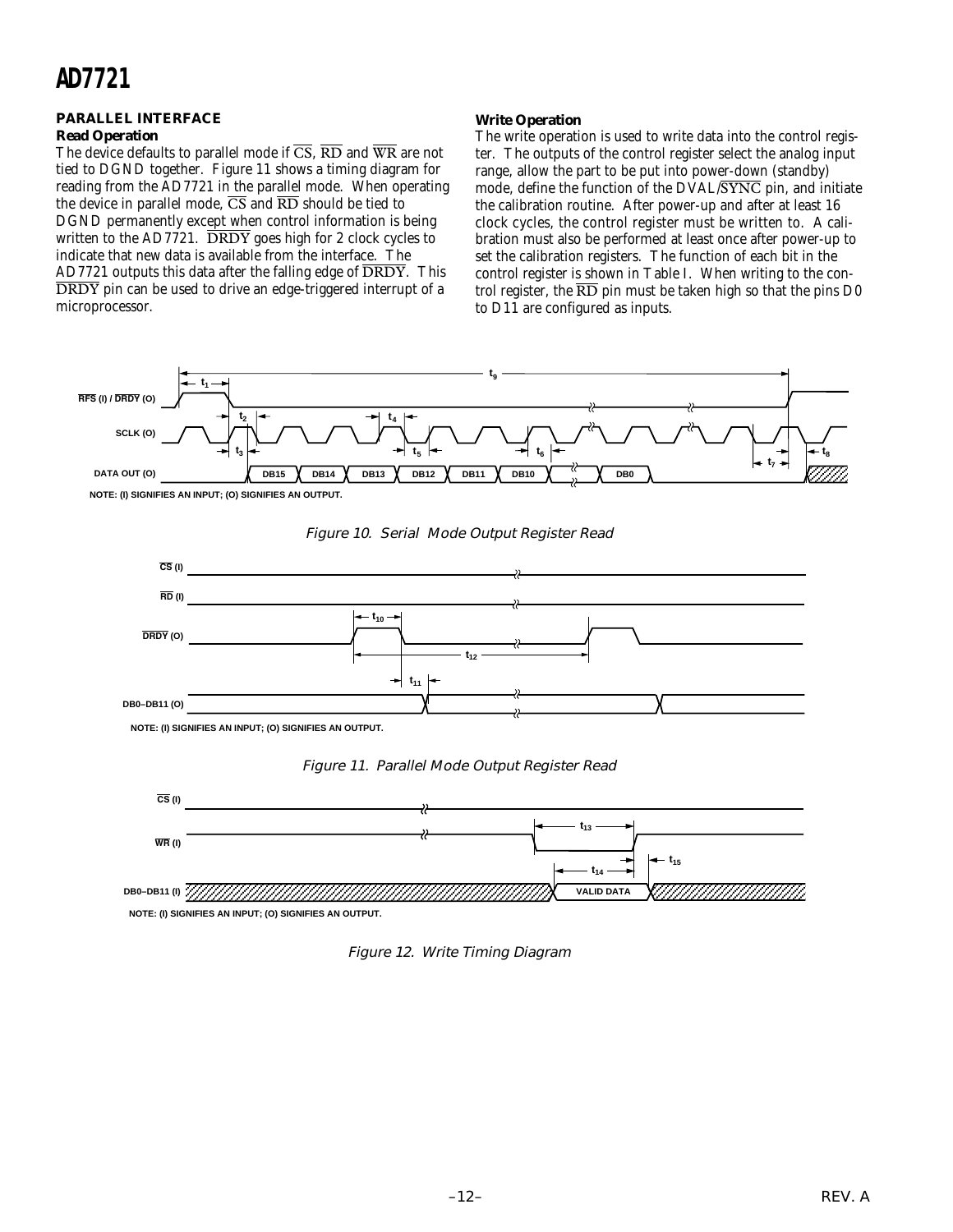## PARALLEL INTERFACE

### Read Operation

The device defaults to parallel mode if $\overline{CS}$, $\overline{RD}$ and $\overline{WR}$ are not tied to DGND together. Figure 11 shows a timing diagram for reading from the AD7721 in the parallel mode. When operating the device in parallel mode, $\overline{CS}$ and $\overline{RD}$ should be tied to DGND permanently except when control information is being written to the AD7721. $\overline{DRDY}$ goes high for 2 clock cycles to indicate that new data is available from the interface. The AD7721 outputs this data after the falling edge of $\overline{DRDY}$. This $\overline{DRDY}$ pin can be used to drive an edge-triggered interrupt of a microprocessor.

### Write Operation

The write operation is used to write data into the control register. The outputs of the control register select the analog input range, allow the part to be put into power-down (standby) mode, define the function of the DVAL/$\overline{SYNC}$ pin, and initiate the calibration routine. After power-up and after at least 16 clock cycles, the control register must be written to. A calibration must also be performed at least once after power-up to set the calibration registers. The function of each bit in the control register is shown in Table I. When writing to the control register, the $\overline{RD}$ pin must be taken high so that the pins D0 to D11 are configured as inputs.

NOTE: (I) SIGNIFIES AN INPUT; (O) SIGNIFIES AN OUTPUT.

Figure 10. Serial Mode Output Register Read

NOTE: (I) SIGNIFIES AN INPUT; (O) SIGNIFIES AN OUTPUT.

Figure 11. Parallel Mode Output Register Read

NOTE: (I) SIGNIFIES AN INPUT; (O) SIGNIFIES AN OUTPUT.

Figure 12. Write Timing Diagram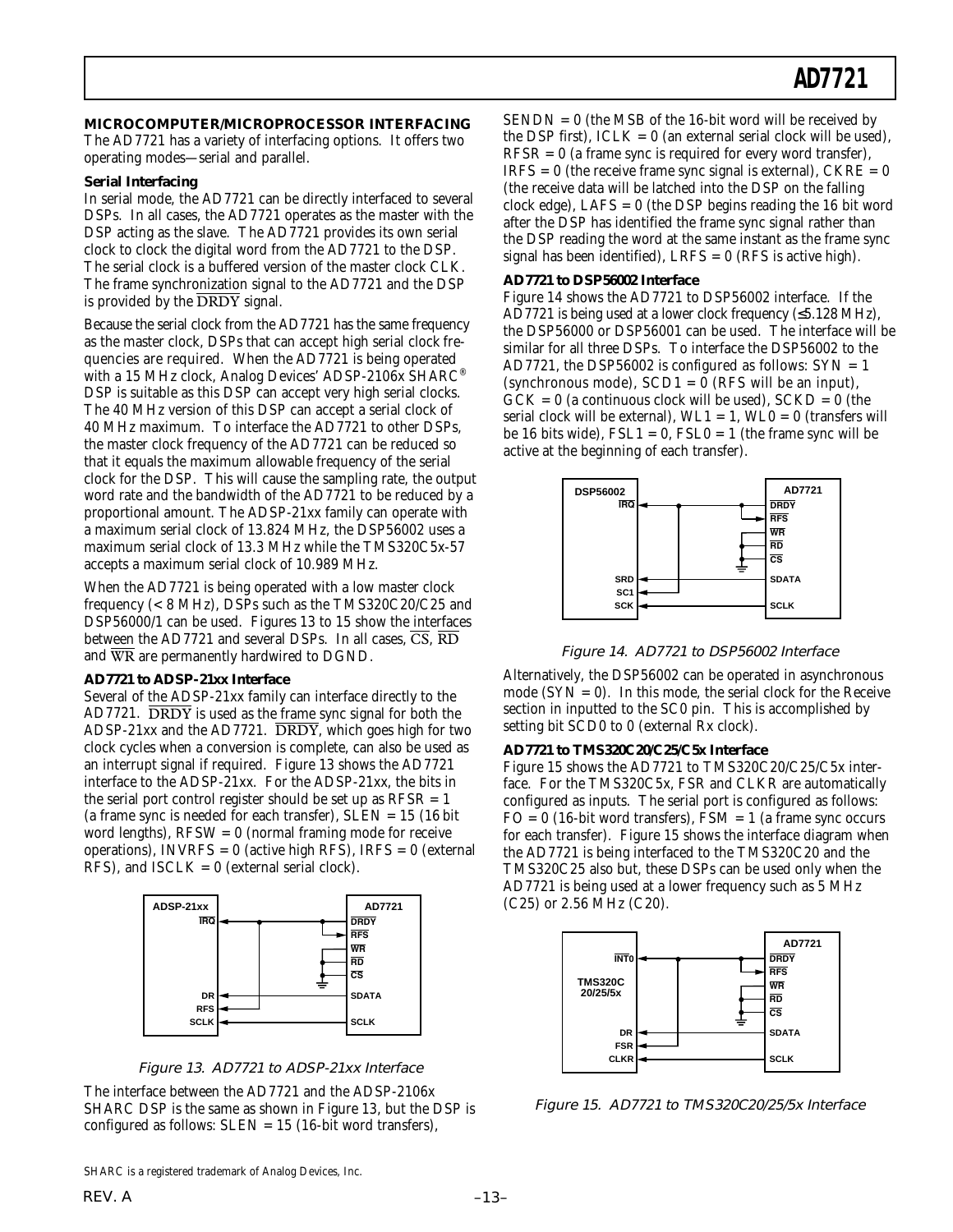## MICROCOMPUTER/MICROPROCESSOR INTERFACING

The AD7721 has a variety of interfacing options. It offers two operating modes—serial and parallel.

### Serial Interfacing

In serial mode, the AD7721 can be directly interfaced to several DSPs. In all cases, the AD7721 operates as the master with the DSP acting as the slave. The AD7721 provides its own serial clock to clock the digital word from the AD7721 to the DSP. The serial clock is a buffered version of the master clock CLK. The frame synchronization signal to the AD7721 and the DSP is provided by the $\overline{DRDY}$ signal.

Because the serial clock from the AD7721 has the same frequency as the master clock, DSPs that can accept high serial clock frequencies are required. When the AD7721 is being operated with a 15 MHz clock, Analog Devices' ADSP-2106x SHARC® DSP is suitable as this DSP can accept very high serial clocks. The 40 MHz version of this DSP can accept a serial clock of 40 MHz maximum. To interface the AD7721 to other DSPs, the master clock frequency of the AD7721 can be reduced so that it equals the maximum allowable frequency of the serial clock for the DSP. This will cause the sampling rate, the output word rate and the bandwidth of the AD7721 to be reduced by a proportional amount. The ADSP-21xx family can operate with a maximum serial clock of 13.824 MHz, the DSP56002 uses a maximum serial clock of 13.3 MHz while the TMS320C5x-57 accepts a maximum serial clock of 10.989 MHz.

When the AD7721 is being operated with a low master clock frequency (< 8 MHz), DSPs such as the TMS320C20/C25 and DSP56000/1 can be used. Figures 13 to 15 show the interfaces between the AD7721 and several DSPs. In all cases, $\overline{CS}$, $\overline{RD}$ and $\overline{WR}$ are permanently hardwired to DGND.

### AD7721 to ADSP-21xx Interface

Several of the ADSP-21xx family can interface directly to the AD7721. $\overline{DRDY}$ is used as the frame sync signal for both the ADSP-21xx and the AD7721. $\overline{DRDY}$, which goes high for two clock cycles when a conversion is complete, can also be used as an interrupt signal if required. Figure 13 shows the AD7721 interface to the ADSP-21xx. For the ADSP-21xx, the bits in the serial port control register should be set up as RFSR = 1 (a frame sync is needed for each transfer), SLEN = 15 (16 bit word lengths), RFSW = 0 (normal framing mode for receive operations), INVRFS = 0 (active high RFS), IRFS = 0 (external RFS), and ISCLK = 0 (external serial clock).

Figure 13. AD7721 to ADSP-21xx Interface

The interface between the AD7721 and the ADSP-2106x SHARC DSP is the same as shown in Figure 13, but the DSP is configured as follows: SLEN = 15 (16-bit word transfers), SENDN = 0 (the MSB of the 16-bit word will be received by the DSP first), ICLK = 0 (an external serial clock will be used), RFSR = 0 (a frame sync is required for every word transfer), IRFS = 0 (the receive frame sync signal is external), CKRE = 0 (the receive data will be latched into the DSP on the falling clock edge), LAFS = 0 (the DSP begins reading the 16 bit word after the DSP has identified the frame sync signal rather than the DSP reading the word at the same instant as the frame sync signal has been identified), LRFS = 0 (RFS is active high).

### AD7721 to DSP56002 Interface

Figure 14 shows the AD7721 to DSP56002 interface. If the AD7721 is being used at a lower clock frequency (≤5.128 MHz), the DSP56000 or DSP56001 can be used. The interface will be similar for all three DSPs. To interface the DSP56002 to the AD7721, the DSP56002 is configured as follows: SYN = 1 (synchronous mode), SCD1 = 0 (RFS will be an input), GCK = 0 (a continuous clock will be used), SCKD = 0 (the serial clock will be external), WL1 = 1, WL0 = 0 (transfers will be 16 bits wide), FSL1 = 0, FSL0 = 1 (the frame sync will be active at the beginning of each transfer).

Figure 14. AD7721 to DSP56002 Interface

Alternatively, the DSP56002 can be operated in asynchronous mode (SYN = 0). In this mode, the serial clock for the Receive section in inputted to the SC0 pin. This is accomplished by setting bit SCD0 to 0 (external Rx clock).

### AD7721 to TMS320C20/C25/C5x Interface

Figure 15 shows the AD7721 to TMS320C20/C25/C5x interface. For the TMS320C5x, FSR and CLKR are automatically configured as inputs. The serial port is configured as follows: FO = 0 (16-bit word transfers), FSM = 1 (a frame sync occurs for each transfer). Figure 15 shows the interface diagram when the AD7721 is being interfaced to the TMS320C20 and the TMS320C25 also but, these DSPs can be used only when the AD7721 is being used at a lower frequency such as 5 MHz (C25) or 2.56 MHz (C20).

Figure 15. AD7721 to TMS320C20/25/5x Interface

SHARC is a registered trademark of Analog Devices, Inc.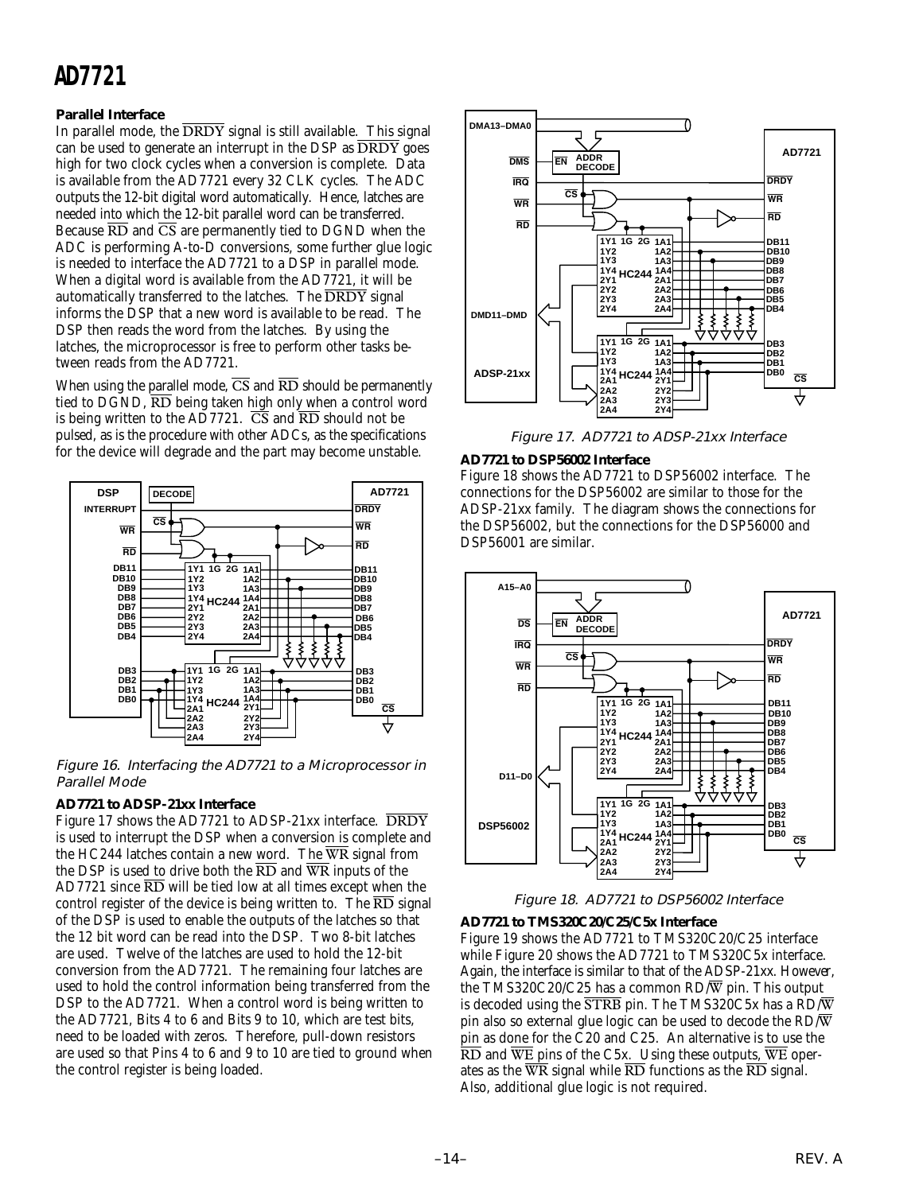### Parallel Interface

In parallel mode, the DRDY signal is still available. This signal can be used to generate an interrupt in the DSP as DRDY goes high for two clock cycles when a conversion is complete. Data is available from the AD7721 every 32 CLK cycles. The ADC outputs the 12-bit digital word automatically. Hence, latches are needed into which the 12-bit parallel word can be transferred. Because RD and CS are permanently tied to DGND when the ADC is performing A-to-D conversions, some further glue logic is needed to interface the AD7721 to a DSP in parallel mode. When a digital word is available from the AD7721, it will be automatically transferred to the latches. The DRDY signal informs the DSP that a new word is available to be read. The DSP then reads the word from the latches. By using the latches, the microprocessor is free to perform other tasks between reads from the AD7721.

When using the parallel mode, CS and RD should be permanently tied to DGND, RD being taken high only when a control word is being written to the AD7721. CS and RD should not be pulsed, as is the procedure with other ADCs, as the specifications for the device will degrade and the part may become unstable.

*Figure 16. Interfacing the AD7721 to a Microprocessor in Parallel Mode*

### AD7721 to ADSP-21xx Interface

Figure 17 shows the AD7721 to ADSP-21xx interface. DRDY is used to interrupt the DSP when a conversion is complete and the HC244 latches contain a new word. The WR signal from the DSP is used to drive both the RD and WR inputs of the AD7721 since RD will be tied low at all times except when the control register of the device is being written to. The RD signal of the DSP is used to enable the outputs of the latches so that the 12 bit word can be read into the DSP. Two 8-bit latches are used. Twelve of the latches are used to hold the 12-bit conversion from the AD7721. The remaining four latches are used to hold the control information being transferred from the DSP to the AD7721. When a control word is being written to the AD7721, Bits 4 to 6 and Bits 9 to 10, which are test bits, need to be loaded with zeros. Therefore, pull-down resistors are used so that Pins 4 to 6 and 9 to 10 are tied to ground when the control register is being loaded.

*Figure 17. AD7721 to ADSP-21xx Interface*

### AD7721 to DSP56002 Interface

Figure 18 shows the AD7721 to DSP56002 interface. The connections for the DSP56002 are similar to those for the ADSP-21xx family. The diagram shows the connections for the DSP56002, but the connections for the DSP56000 and DSP56001 are similar.

*Figure 18. AD7721 to DSP56002 Interface*

### AD7721 to TMS320C20/C25/C5x Interface

Figure 19 shows the AD7721 to TMS320C20/C25 interface while Figure 20 shows the AD7721 to TMS320C5x interface. Again, the interface is similar to that of the ADSP-21xx. However, the TMS320C20/C25 has a common RD/W pin. This output is decoded using the STRB pin. The TMS320C5x has a RD/W pin also so external glue logic can be used to decode the RD/W pin as done for the C20 and C25. An alternative is to use the RD and WE pins of the C5x. Using these outputs, WE operates as the WR signal while RD functions as the RD signal. Also, additional glue logic is not required.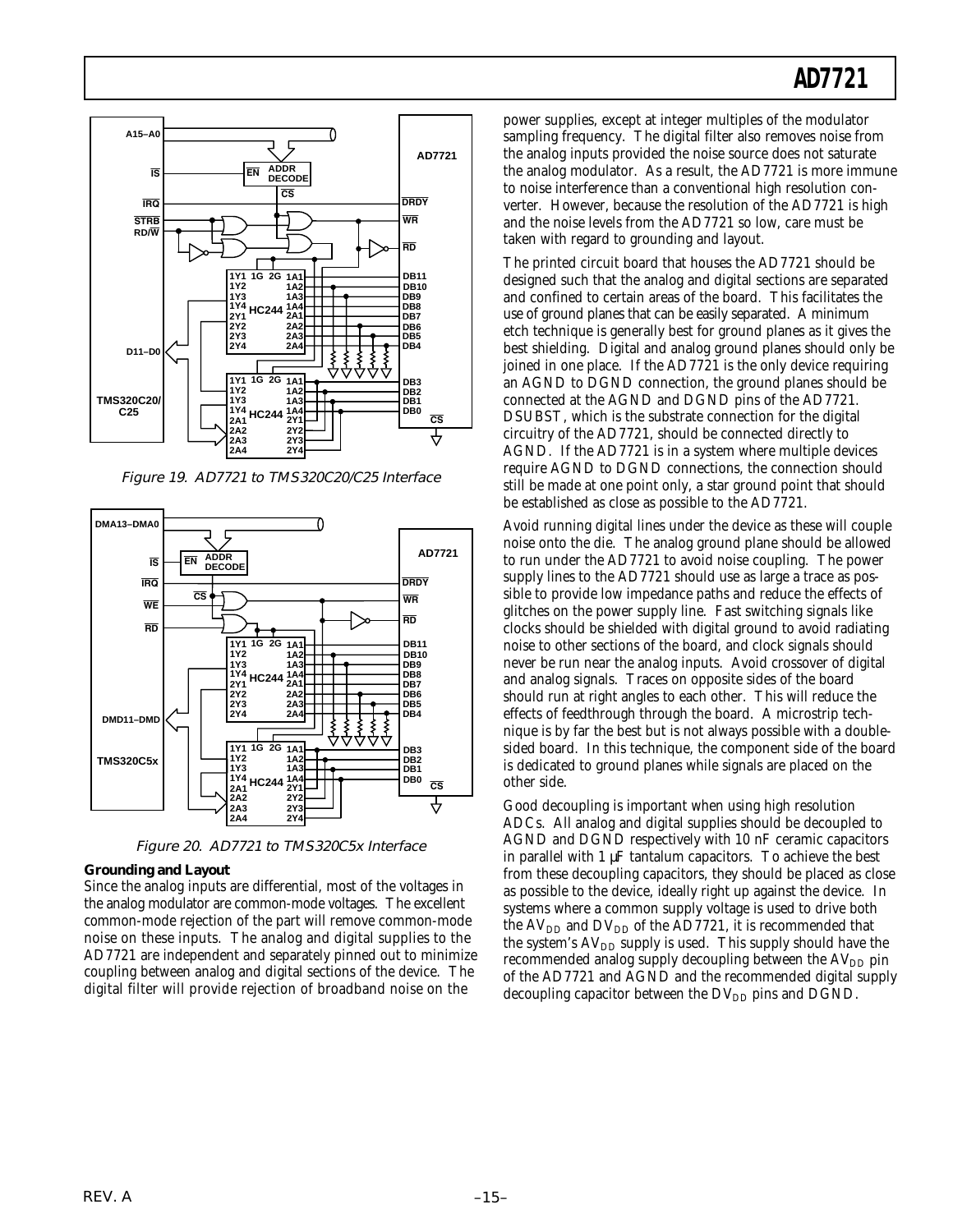Figure 19. AD7721 to TMS320C20/C25 Interface

Figure 20. AD7721 to TMS320C5x Interface

**Grounding and Layout**

Since the analog inputs are differential, most of the voltages in the analog modulator are common-mode voltages. The excellent common-mode rejection of the part will remove common-mode noise on these inputs. The analog and digital supplies to the AD7721 are independent and separately pinned out to minimize coupling between analog and digital sections of the device. The digital filter will provide rejection of broadband noise on the power supplies, except at integer multiples of the modulator sampling frequency. The digital filter also removes noise from the analog inputs provided the noise source does not saturate the analog modulator. As a result, the AD7721 is more immune to noise interference than a conventional high resolution converter. However, because the resolution of the AD7721 is high and the noise levels from the AD7721 so low, care must be taken with regard to grounding and layout.

The printed circuit board that houses the AD7721 should be designed such that the analog and digital sections are separated and confined to certain areas of the board. This facilitates the use of ground planes that can be easily separated. A minimum etch technique is generally best for ground planes as it gives the best shielding. Digital and analog ground planes should only be joined in one place. If the AD7721 is the only device requiring an AGND to DGND connection, the ground planes should be connected at the AGND and DGND pins of the AD7721. DSUBST, which is the substrate connection for the digital circuitry of the AD7721, should be connected directly to AGND. If the AD7721 is in a system where multiple devices require AGND to DGND connections, the connection should still be made at one point only, a star ground point that should be established as close as possible to the AD7721.

Avoid running digital lines under the device as these will couple noise onto the die. The analog ground plane should be allowed to run under the AD7721 to avoid noise coupling. The power supply lines to the AD7721 should use as large a trace as possible to provide low impedance paths and reduce the effects of glitches on the power supply line. Fast switching signals like clocks should be shielded with digital ground to avoid radiating noise to other sections of the board, and clock signals should never be run near the analog inputs. Avoid crossover of digital and analog signals. Traces on opposite sides of the board should run at right angles to each other. This will reduce the effects of feedthrough through the board. A microstrip technique is by far the best but is not always possible with a double-sided board. In this technique, the component side of the board is dedicated to ground planes while signals are placed on the other side.

Good decoupling is important when using high resolution ADCs. All analog and digital supplies should be decoupled to AGND and DGND respectively with 10 nF ceramic capacitors in parallel with 1 µF tantalum capacitors. To achieve the best from these decoupling capacitors, they should be placed as close as possible to the device, ideally right up against the device. In systems where a common supply voltage is used to drive both the $AV_{DD}$ and $DV_{DD}$ of the AD7721, it is recommended that the system's $AV_{DD}$ supply is used. This supply should have the recommended analog supply decoupling between the $AV_{DD}$ pin of the AD7721 and AGND and the recommended digital supply decoupling capacitor between the $DV_{DD}$ pins and DGND.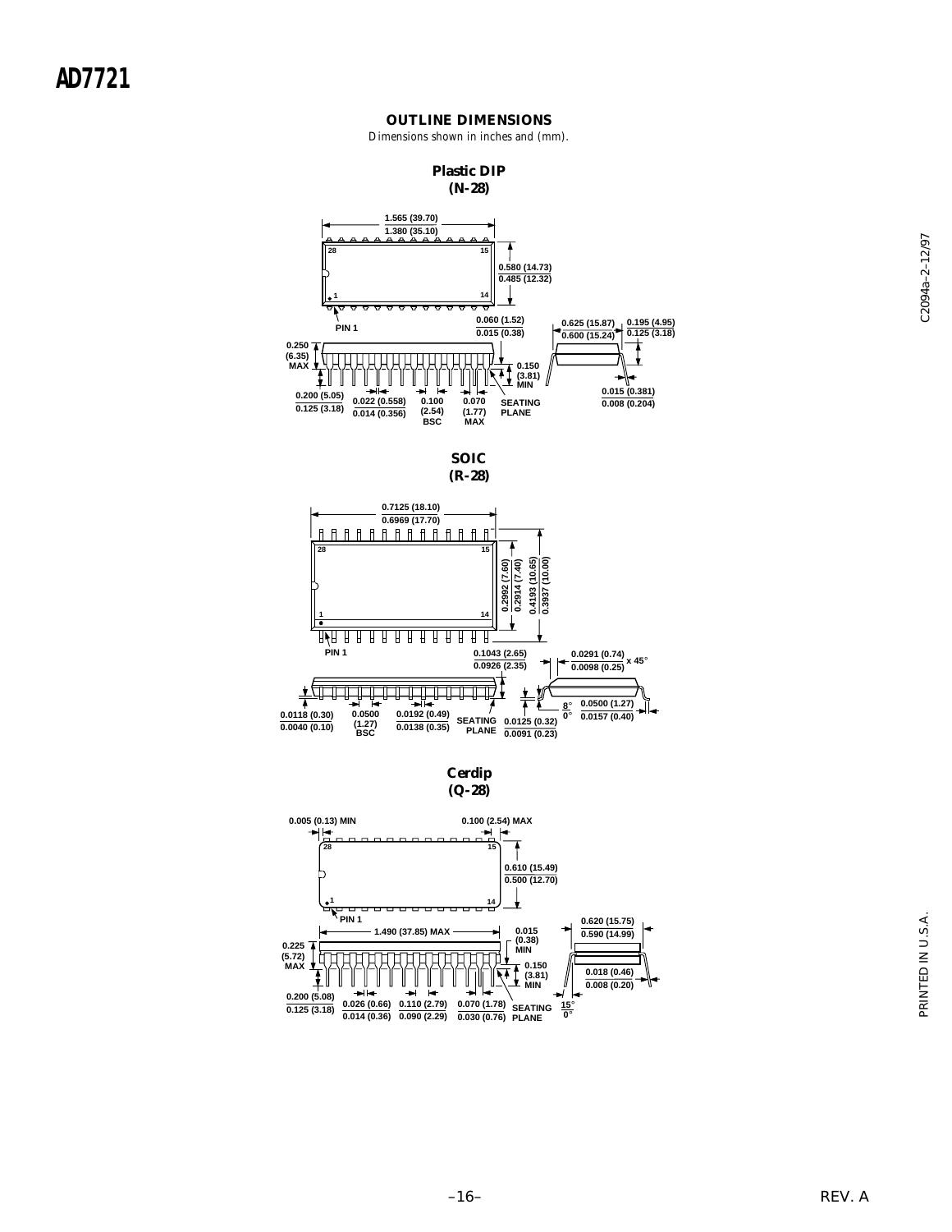## OUTLINE DIMENSIONS

Dimensions shown in inches and (mm).

### Plastic DIP (N-28)

1.565 (39.70)
1.380 (35.10)

28 15

0.580 (14.73)
0.485 (12.32)

1 14

PIN 1

0.060 (1.52)
0.015 (0.38)

0.625 (15.87)
0.600 (15.24)

0.195 (4.95)
0.125 (3.18)

0.250 (6.35) MAX

0.150 (3.81) MIN

0.200 (5.05)
0.125 (3.18)

0.022 (0.558)
0.014 (0.356)

0.100 (2.54) BSC

0.070 (1.77) MAX

SEATING PLANE

0.015 (0.381)
0.008 (0.204)

### SOIC (R-28)

0.7125 (18.10)
0.6969 (17.70)

28 15

0.2992 (7.60)
0.2914 (7.40)

0.4193 (10.65)
0.3937 (10.00)

1 14

PIN 1

0.1043 (2.65)
0.0926 (2.35)

0.0291 (0.74)
0.0098 (0.25) x 45°

0.0118 (0.30)
0.0040 (0.10)

0.0500 (1.27) BSC

0.0192 (0.49)
0.0138 (0.35)

SEATING PLANE

0.0125 (0.32)
0.0091 (0.23)

8°
0°

0.0500 (1.27)
0.0157 (0.40)

### Cerdip (Q-28)

0.005 (0.13) MIN

0.100 (2.54) MAX

28 15

0.610 (15.49)
0.500 (12.70)

1 14

PIN 1

1.490 (37.85) MAX

0.015 (0.38) MIN

0.620 (15.75)
0.590 (14.99)

0.225 (5.72) MAX

0.150 (3.81) MIN

0.018 (0.46)
0.008 (0.20)

0.200 (5.08)
0.125 (3.18)

0.026 (0.66)
0.014 (0.36)

0.110 (2.79)
0.090 (2.29)

0.070 (1.78)
0.030 (0.76)

SEATING PLANE

15°
0°

C2094a–2–12/97

PRINTED IN U.S.A.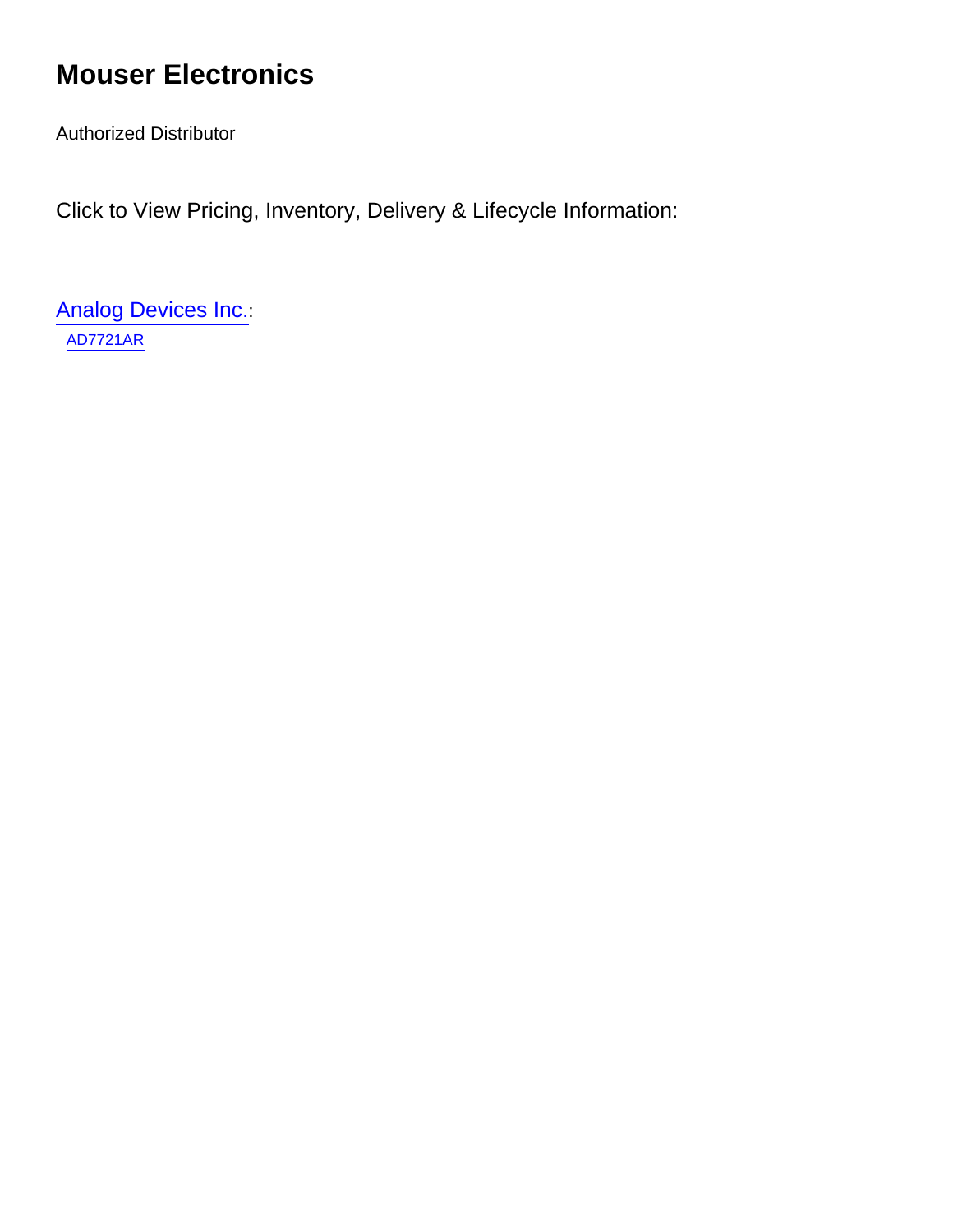# Mouser Electronics

Authorized Distributor

Click to View Pricing, Inventory, Delivery & Lifecycle Information:

Analog Devices Inc.:

AD7721AR